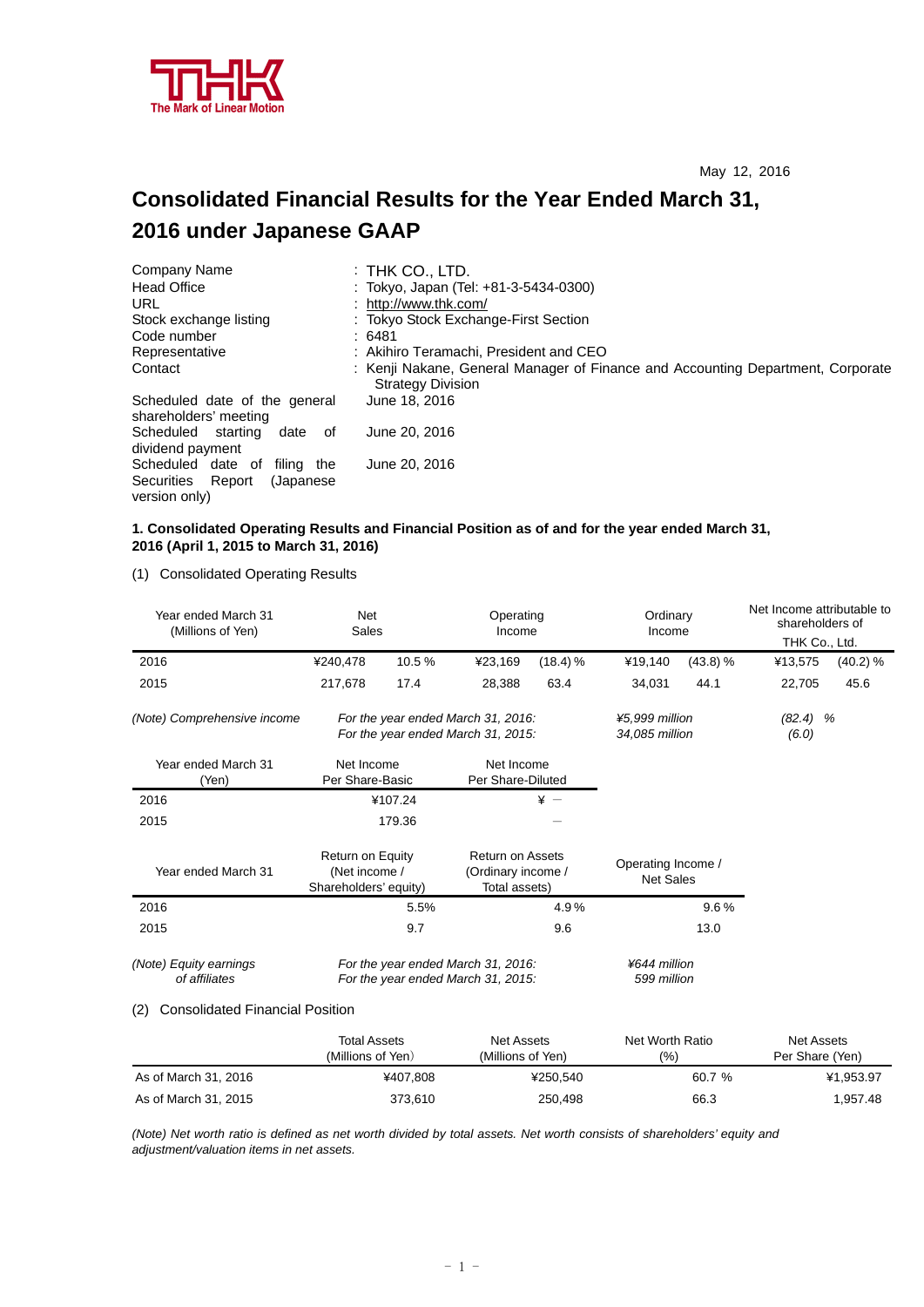THK
The Mark of Linear Motion

May 12, 2016

# Consolidated Financial Results for the Year Ended March 31, 2016 under Japanese GAAP

| | |
|---|---|
| Company Name | : THK CO., LTD. |
| Head Office | : Tokyo, Japan (Tel: +81-3-5434-0300) |
| URL | : http://www.thk.com/ |
| Stock exchange listing | : Tokyo Stock Exchange-First Section |
| Code number | : 6481 |
| Representative | : Akihiro Teramachi, President and CEO |
| Contact | : Kenji Nakane, General Manager of Finance and Accounting Department, Corporate Strategy Division |
| Scheduled date of the general shareholders' meeting | June 18, 2016 |
| Scheduled starting date of dividend payment | June 20, 2016 |
| Scheduled date of filing the Securities Report (Japanese version only) | June 20, 2016 |

**1. Consolidated Operating Results and Financial Position as of and for the year ended March 31, 2016 (April 1, 2015 to March 31, 2016)**

(1) Consolidated Operating Results

| Year ended March 31 (Millions of Yen) | Net Sales | | Operating Income | | Ordinary Income | | Net Income attributable to shareholders of THK Co., Ltd. | |
|---|---|---|---|---|---|---|---|---|
| 2016 | ¥240,478 | 10.5 % | ¥23,169 | (18.4) % | ¥19,140 | (43.8) % | ¥13,575 | (40.2) % |
| 2015 | 217,678 | 17.4 | 28,388 | 63.4 | 34,031 | 44.1 | 22,705 | 45.6 |

*(Note) Comprehensive income* *For the year ended March 31, 2016:* *¥5,999 million* *(82.4) %*
*For the year ended March 31, 2015:* *34,085 million* *(6.0)*

| Year ended March 31 (Yen) | Net Income Per Share-Basic | Net Income Per Share-Diluted |
|---|---|---|
| 2016 | ¥107.24 | ¥ — |
| 2015 | 179.36 | — |

| Year ended March 31 | Return on Equity (Net income / Shareholders' equity) | Return on Assets (Ordinary income / Total assets) | Operating Income / Net Sales |
|---|---|---|---|
| 2016 | 5.5% | 4.9 % | 9.6 % |
| 2015 | 9.7 | 9.6 | 13.0 |

*(Note) Equity earnings of affiliates* *For the year ended March 31, 2016:* *¥644 million*
*For the year ended March 31, 2015:* *599 million*

(2) Consolidated Financial Position

| | Total Assets (Millions of Yen) | Net Assets (Millions of Yen) | Net Worth Ratio (%) | Net Assets Per Share (Yen) |
|---|---|---|---|---|
| As of March 31, 2016 | ¥407,808 | ¥250,540 | 60.7 % | ¥1,953.97 |
| As of March 31, 2015 | 373,610 | 250,498 | 66.3 | 1,957.48 |

*(Note) Net worth ratio is defined as net worth divided by total assets. Net worth consists of shareholders' equity and adjustment/valuation items in net assets.*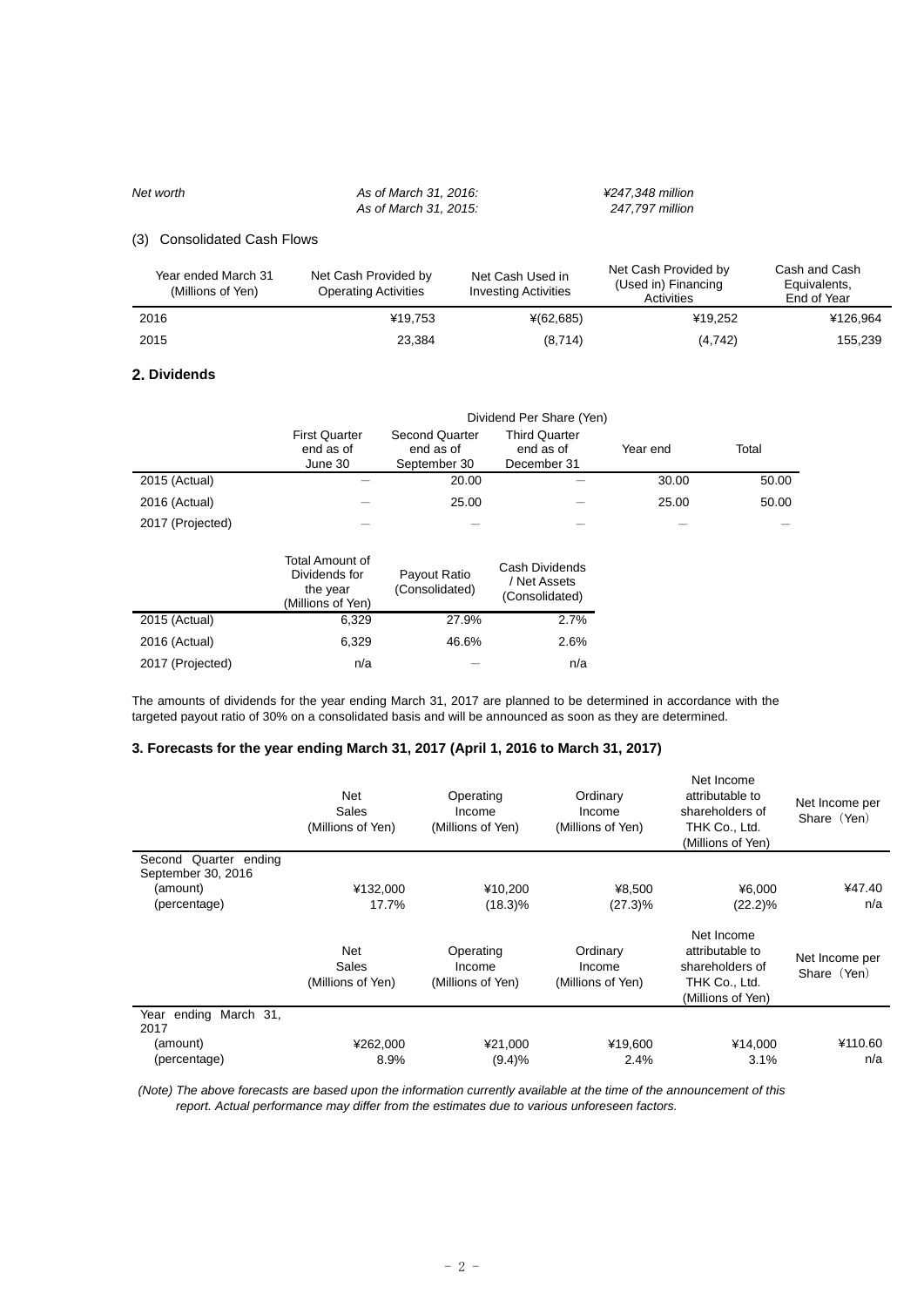*Net worth* *As of March 31, 2016:* *¥247,348 million*
*As of March 31, 2015:* *247,797 million*

### (3) Consolidated Cash Flows

| Year ended March 31 (Millions of Yen) | Net Cash Provided by Operating Activities | Net Cash Used in Investing Activities | Net Cash Provided by (Used in) Financing Activities | Cash and Cash Equivalents, End of Year |
|---|---|---|---|---|
| 2016 | ¥19,753 | ¥(62,685) | ¥19,252 | ¥126,964 |
| 2015 | 23,384 | (8,714) | (4,742) | 155,239 |

## 2. Dividends

| | Dividend Per Share (Yen) | | | | |
|---|---|---|---|---|---|
| | First Quarter end as of June 30 | Second Quarter end as of September 30 | Third Quarter end as of December 31 | Year end | Total |
| 2015 (Actual) | — | 20.00 | — | 30.00 | 50.00 |
| 2016 (Actual) | — | 25.00 | — | 25.00 | 50.00 |
| 2017 (Projected) | — | — | — | — | — |

| | Total Amount of Dividends for the year (Millions of Yen) | Payout Ratio (Consolidated) | Cash Dividends / Net Assets (Consolidated) |
|---|---|---|---|
| 2015 (Actual) | 6,329 | 27.9% | 2.7% |
| 2016 (Actual) | 6,329 | 46.6% | 2.6% |
| 2017 (Projected) | n/a | — | n/a |

The amounts of dividends for the year ending March 31, 2017 are planned to be determined in accordance with the targeted payout ratio of 30% on a consolidated basis and will be announced as soon as they are determined.

## 3. Forecasts for the year ending March 31, 2017 (April 1, 2016 to March 31, 2017)

| | Net Sales (Millions of Yen) | Operating Income (Millions of Yen) | Ordinary Income (Millions of Yen) | Net Income attributable to shareholders of THK Co., Ltd. (Millions of Yen) | Net Income per Share (Yen) |
|---|---|---|---|---|---|
| Second Quarter ending September 30, 2016 | | | | | |
| (amount) | ¥132,000 | ¥10,200 | ¥8,500 | ¥6,000 | ¥47.40 |
| (percentage) | 17.7% | (18.3)% | (27.3)% | (22.2)% | n/a |

| | Net Sales (Millions of Yen) | Operating Income (Millions of Yen) | Ordinary Income (Millions of Yen) | Net Income attributable to shareholders of THK Co., Ltd. (Millions of Yen) | Net Income per Share (Yen) |
|---|---|---|---|---|---|
| Year ending March 31, 2017 | | | | | |
| (amount) | ¥262,000 | ¥21,000 | ¥19,600 | ¥14,000 | ¥110.60 |
| (percentage) | 8.9% | (9.4)% | 2.4% | 3.1% | n/a |

*(Note) The above forecasts are based upon the information currently available at the time of the announcement of this report. Actual performance may differ from the estimates due to various unforeseen factors.*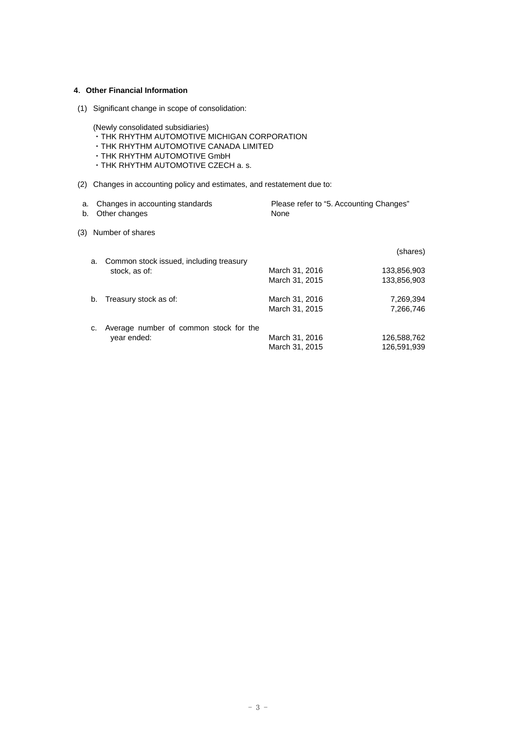## 4. Other Financial Information

(1) Significant change in scope of consolidation:

(Newly consolidated subsidiaries)

- THK RHYTHM AUTOMOTIVE MICHIGAN CORPORATION
- THK RHYTHM AUTOMOTIVE CANADA LIMITED
- THK RHYTHM AUTOMOTIVE GmbH
- THK RHYTHM AUTOMOTIVE CZECH a. s.

(2) Changes in accounting policy and estimates, and restatement due to:

| | |
|---|---|
| a. Changes in accounting standards | Please refer to "5. Accounting Changes" |
| b. Other changes | None |

(3) Number of shares

| | | (shares) |
|---|---|---|
| a. Common stock issued, including treasury stock, as of: | March 31, 2016 | 133,856,903 |
| | March 31, 2015 | 133,856,903 |
| b. Treasury stock as of: | March 31, 2016 | 7,269,394 |
| | March 31, 2015 | 7,266,746 |
| c. Average number of common stock for the year ended: | March 31, 2016 | 126,588,762 |
| | March 31, 2015 | 126,591,939 |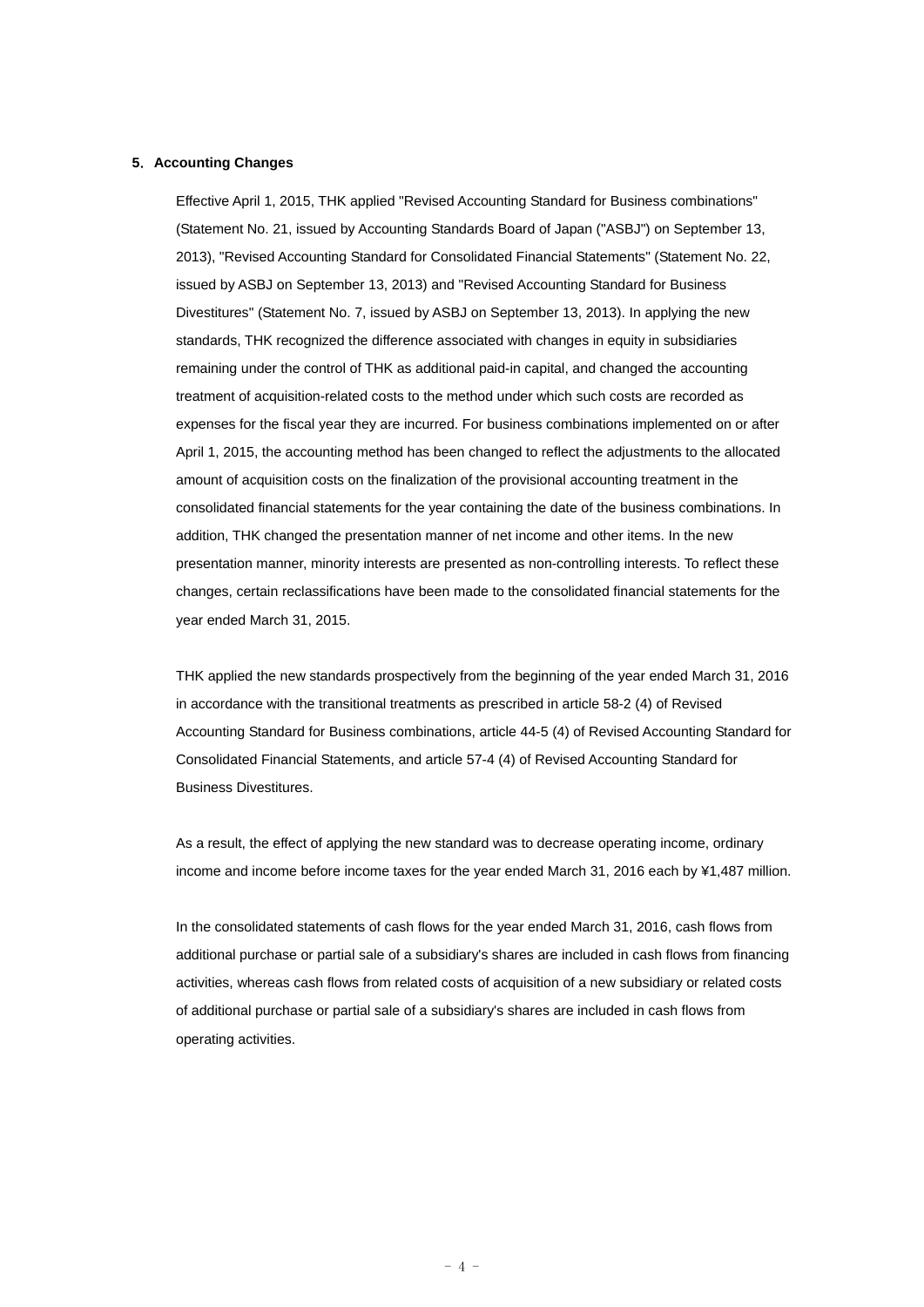## 5. Accounting Changes

Effective April 1, 2015, THK applied "Revised Accounting Standard for Business combinations" (Statement No. 21, issued by Accounting Standards Board of Japan ("ASBJ") on September 13, 2013), "Revised Accounting Standard for Consolidated Financial Statements" (Statement No. 22, issued by ASBJ on September 13, 2013) and "Revised Accounting Standard for Business Divestitures" (Statement No. 7, issued by ASBJ on September 13, 2013). In applying the new standards, THK recognized the difference associated with changes in equity in subsidiaries remaining under the control of THK as additional paid-in capital, and changed the accounting treatment of acquisition-related costs to the method under which such costs are recorded as expenses for the fiscal year they are incurred. For business combinations implemented on or after April 1, 2015, the accounting method has been changed to reflect the adjustments to the allocated amount of acquisition costs on the finalization of the provisional accounting treatment in the consolidated financial statements for the year containing the date of the business combinations. In addition, THK changed the presentation manner of net income and other items. In the new presentation manner, minority interests are presented as non-controlling interests. To reflect these changes, certain reclassifications have been made to the consolidated financial statements for the year ended March 31, 2015.

THK applied the new standards prospectively from the beginning of the year ended March 31, 2016 in accordance with the transitional treatments as prescribed in article 58-2 (4) of Revised Accounting Standard for Business combinations, article 44-5 (4) of Revised Accounting Standard for Consolidated Financial Statements, and article 57-4 (4) of Revised Accounting Standard for Business Divestitures.

As a result, the effect of applying the new standard was to decrease operating income, ordinary income and income before income taxes for the year ended March 31, 2016 each by ¥1,487 million.

In the consolidated statements of cash flows for the year ended March 31, 2016, cash flows from additional purchase or partial sale of a subsidiary's shares are included in cash flows from financing activities, whereas cash flows from related costs of acquisition of a new subsidiary or related costs of additional purchase or partial sale of a subsidiary's shares are included in cash flows from operating activities.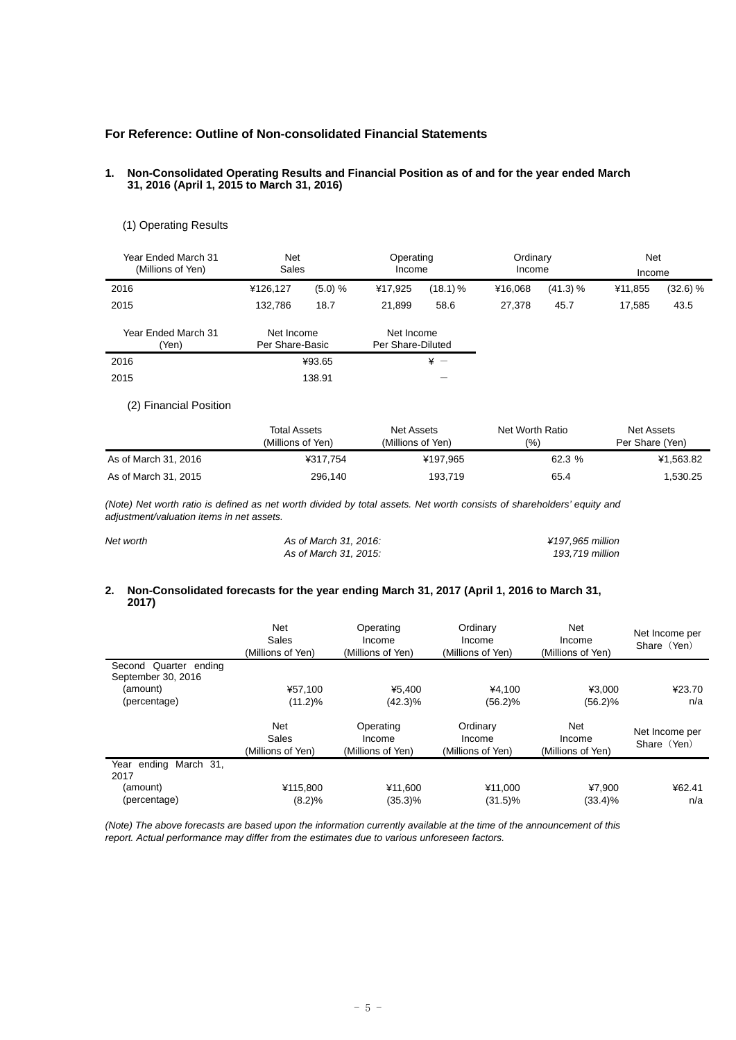## For Reference: Outline of Non-consolidated Financial Statements

### 1. Non-Consolidated Operating Results and Financial Position as of and for the year ended March 31, 2016 (April 1, 2015 to March 31, 2016)

(1) Operating Results

| Year Ended March 31 (Millions of Yen) | Net Sales | | Operating Income | | Ordinary Income | | Net Income | |
|---|---|---|---|---|---|---|---|---|
| 2016 | ¥126,127 | (5.0) % | ¥17,925 | (18.1) % | ¥16,068 | (41.3) % | ¥11,855 | (32.6) % |
| 2015 | 132,786 | 18.7 | 21,899 | 58.6 | 27,378 | 45.7 | 17,585 | 43.5 |

| Year Ended March 31 (Yen) | Net Income Per Share-Basic | Net Income Per Share-Diluted |
|---|---|---|
| 2016 | ¥93.65 | ¥ － |
| 2015 | 138.91 | － |

(2) Financial Position

| | Total Assets (Millions of Yen) | Net Assets (Millions of Yen) | Net Worth Ratio (%) | Net Assets Per Share (Yen) |
|---|---|---|---|---|
| As of March 31, 2016 | ¥317,754 | ¥197,965 | 62.3 % | ¥1,563.82 |
| As of March 31, 2015 | 296,140 | 193,719 | 65.4 | 1,530.25 |

*(Note) Net worth ratio is defined as net worth divided by total assets. Net worth consists of shareholders' equity and adjustment/valuation items in net assets.*

| *Net worth* | *As of March 31, 2016:* | *¥197,965 million* |
|---|---|---|
| | *As of March 31, 2015:* | *193,719 million* |

### 2. Non-Consolidated forecasts for the year ending March 31, 2017 (April 1, 2016 to March 31, 2017)

| | Net Sales (Millions of Yen) | Operating Income (Millions of Yen) | Ordinary Income (Millions of Yen) | Net Income (Millions of Yen) | Net Income per Share（Yen） |
|---|---|---|---|---|---|
| Second Quarter ending September 30, 2016 | | | | | |
| (amount) | ¥57,100 | ¥5,400 | ¥4,100 | ¥3,000 | ¥23.70 |
| (percentage) | (11.2)% | (42.3)% | (56.2)% | (56.2)% | n/a |

| | Net Sales (Millions of Yen) | Operating Income (Millions of Yen) | Ordinary Income (Millions of Yen) | Net Income (Millions of Yen) | Net Income per Share（Yen） |
|---|---|---|---|---|---|
| Year ending March 31, 2017 | | | | | |
| (amount) | ¥115,800 | ¥11,600 | ¥11,000 | ¥7,900 | ¥62.41 |
| (percentage) | (8.2)% | (35.3)% | (31.5)% | (33.4)% | n/a |

*(Note) The above forecasts are based upon the information currently available at the time of the announcement of this report. Actual performance may differ from the estimates due to various unforeseen factors.*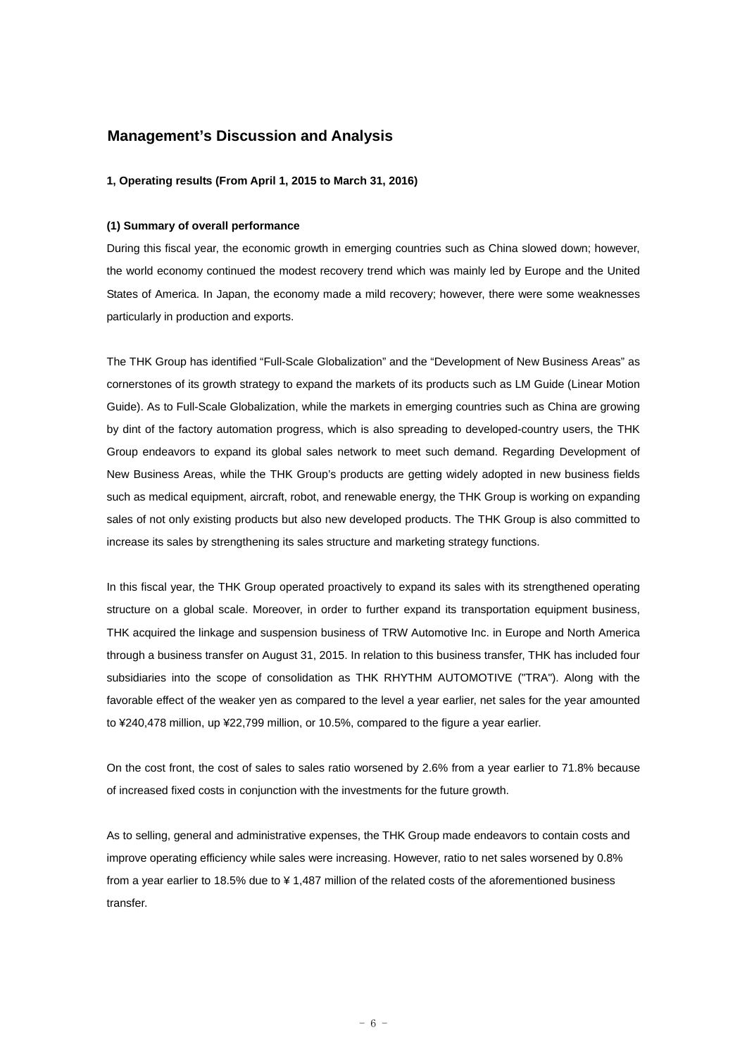## Management's Discussion and Analysis

**1, Operating results (From April 1, 2015 to March 31, 2016)**

**(1) Summary of overall performance**

During this fiscal year, the economic growth in emerging countries such as China slowed down; however, the world economy continued the modest recovery trend which was mainly led by Europe and the United States of America. In Japan, the economy made a mild recovery; however, there were some weaknesses particularly in production and exports.

The THK Group has identified "Full-Scale Globalization" and the "Development of New Business Areas" as cornerstones of its growth strategy to expand the markets of its products such as LM Guide (Linear Motion Guide). As to Full-Scale Globalization, while the markets in emerging countries such as China are growing by dint of the factory automation progress, which is also spreading to developed-country users, the THK Group endeavors to expand its global sales network to meet such demand. Regarding Development of New Business Areas, while the THK Group's products are getting widely adopted in new business fields such as medical equipment, aircraft, robot, and renewable energy, the THK Group is working on expanding sales of not only existing products but also new developed products. The THK Group is also committed to increase its sales by strengthening its sales structure and marketing strategy functions.

In this fiscal year, the THK Group operated proactively to expand its sales with its strengthened operating structure on a global scale. Moreover, in order to further expand its transportation equipment business, THK acquired the linkage and suspension business of TRW Automotive Inc. in Europe and North America through a business transfer on August 31, 2015. In relation to this business transfer, THK has included four subsidiaries into the scope of consolidation as THK RHYTHM AUTOMOTIVE ("TRA"). Along with the favorable effect of the weaker yen as compared to the level a year earlier, net sales for the year amounted to ¥240,478 million, up ¥22,799 million, or 10.5%, compared to the figure a year earlier.

On the cost front, the cost of sales to sales ratio worsened by 2.6% from a year earlier to 71.8% because of increased fixed costs in conjunction with the investments for the future growth.

As to selling, general and administrative expenses, the THK Group made endeavors to contain costs and improve operating efficiency while sales were increasing. However, ratio to net sales worsened by 0.8% from a year earlier to 18.5% due to ¥ 1,487 million of the related costs of the aforementioned business transfer.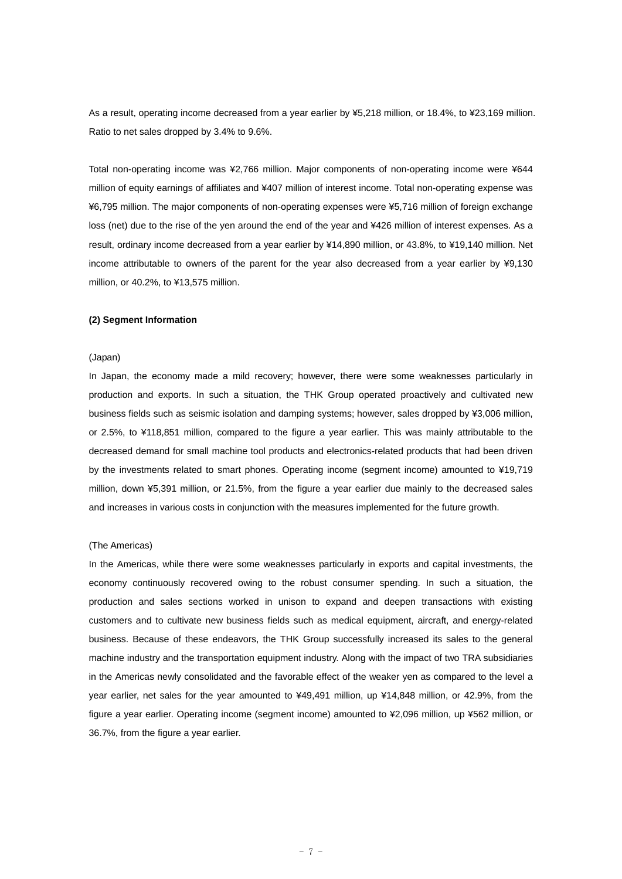As a result, operating income decreased from a year earlier by ¥5,218 million, or 18.4%, to ¥23,169 million. Ratio to net sales dropped by 3.4% to 9.6%.

Total non-operating income was ¥2,766 million. Major components of non-operating income were ¥644 million of equity earnings of affiliates and ¥407 million of interest income. Total non-operating expense was ¥6,795 million. The major components of non-operating expenses were ¥5,716 million of foreign exchange loss (net) due to the rise of the yen around the end of the year and ¥426 million of interest expenses. As a result, ordinary income decreased from a year earlier by ¥14,890 million, or 43.8%, to ¥19,140 million. Net income attributable to owners of the parent for the year also decreased from a year earlier by ¥9,130 million, or 40.2%, to ¥13,575 million.

**(2) Segment Information**

(Japan)

In Japan, the economy made a mild recovery; however, there were some weaknesses particularly in production and exports. In such a situation, the THK Group operated proactively and cultivated new business fields such as seismic isolation and damping systems; however, sales dropped by ¥3,006 million, or 2.5%, to ¥118,851 million, compared to the figure a year earlier. This was mainly attributable to the decreased demand for small machine tool products and electronics-related products that had been driven by the investments related to smart phones. Operating income (segment income) amounted to ¥19,719 million, down ¥5,391 million, or 21.5%, from the figure a year earlier due mainly to the decreased sales and increases in various costs in conjunction with the measures implemented for the future growth.

(The Americas)

In the Americas, while there were some weaknesses particularly in exports and capital investments, the economy continuously recovered owing to the robust consumer spending. In such a situation, the production and sales sections worked in unison to expand and deepen transactions with existing customers and to cultivate new business fields such as medical equipment, aircraft, and energy-related business. Because of these endeavors, the THK Group successfully increased its sales to the general machine industry and the transportation equipment industry. Along with the impact of two TRA subsidiaries in the Americas newly consolidated and the favorable effect of the weaker yen as compared to the level a year earlier, net sales for the year amounted to ¥49,491 million, up ¥14,848 million, or 42.9%, from the figure a year earlier. Operating income (segment income) amounted to ¥2,096 million, up ¥562 million, or 36.7%, from the figure a year earlier.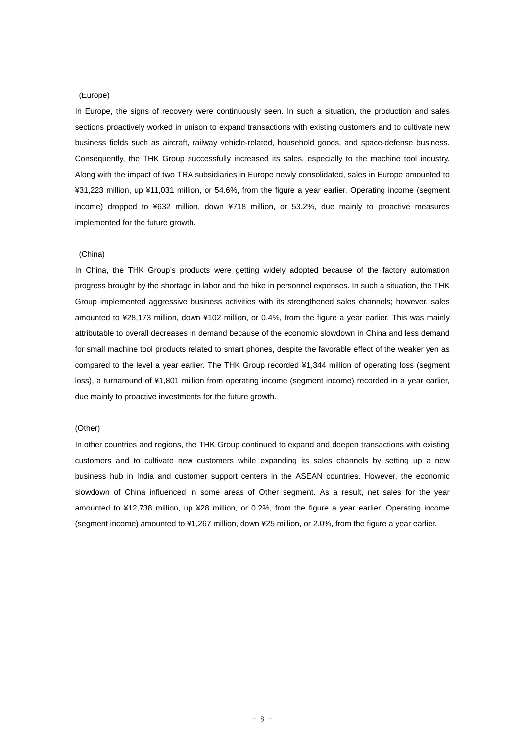(Europe)

In Europe, the signs of recovery were continuously seen. In such a situation, the production and sales sections proactively worked in unison to expand transactions with existing customers and to cultivate new business fields such as aircraft, railway vehicle-related, household goods, and space-defense business. Consequently, the THK Group successfully increased its sales, especially to the machine tool industry. Along with the impact of two TRA subsidiaries in Europe newly consolidated, sales in Europe amounted to ¥31,223 million, up ¥11,031 million, or 54.6%, from the figure a year earlier. Operating income (segment income) dropped to ¥632 million, down ¥718 million, or 53.2%, due mainly to proactive measures implemented for the future growth.

(China)

In China, the THK Group's products were getting widely adopted because of the factory automation progress brought by the shortage in labor and the hike in personnel expenses. In such a situation, the THK Group implemented aggressive business activities with its strengthened sales channels; however, sales amounted to ¥28,173 million, down ¥102 million, or 0.4%, from the figure a year earlier. This was mainly attributable to overall decreases in demand because of the economic slowdown in China and less demand for small machine tool products related to smart phones, despite the favorable effect of the weaker yen as compared to the level a year earlier. The THK Group recorded ¥1,344 million of operating loss (segment loss), a turnaround of ¥1,801 million from operating income (segment income) recorded in a year earlier, due mainly to proactive investments for the future growth.

(Other)

In other countries and regions, the THK Group continued to expand and deepen transactions with existing customers and to cultivate new customers while expanding its sales channels by setting up a new business hub in India and customer support centers in the ASEAN countries. However, the economic slowdown of China influenced in some areas of Other segment. As a result, net sales for the year amounted to ¥12,738 million, up ¥28 million, or 0.2%, from the figure a year earlier. Operating income (segment income) amounted to ¥1,267 million, down ¥25 million, or 2.0%, from the figure a year earlier.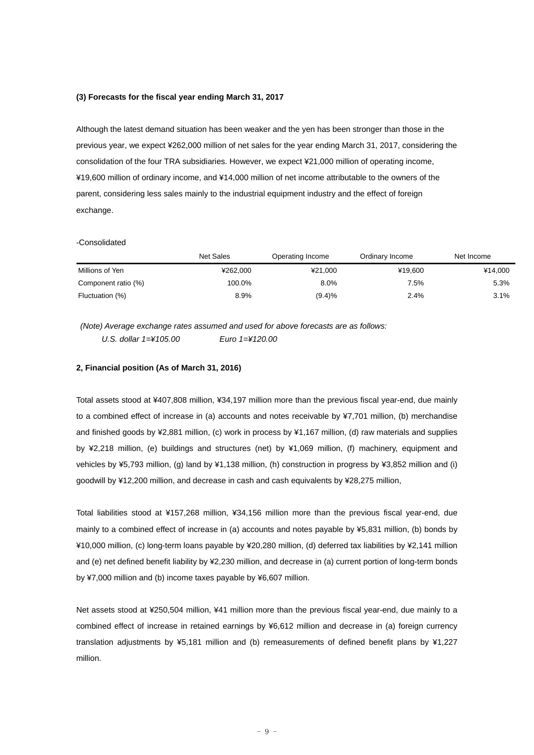### (3) Forecasts for the fiscal year ending March 31, 2017

Although the latest demand situation has been weaker and the yen has been stronger than those in the previous year, we expect ¥262,000 million of net sales for the year ending March 31, 2017, considering the consolidation of the four TRA subsidiaries. However, we expect ¥21,000 million of operating income, ¥19,600 million of ordinary income, and ¥14,000 million of net income attributable to the owners of the parent, considering less sales mainly to the industrial equipment industry and the effect of foreign exchange.

-Consolidated

| | Net Sales | Operating Income | Ordinary Income | Net Income |
|---|---|---|---|---|
| Millions of Yen | ¥262,000 | ¥21,000 | ¥19,600 | ¥14,000 |
| Component ratio (%) | 100.0% | 8.0% | 7.5% | 5.3% |
| Fluctuation (%) | 8.9% | (9.4)% | 2.4% | 3.1% |

*(Note) Average exchange rates assumed and used for above forecasts are as follows:*
*U.S. dollar 1=¥105.00 Euro 1=¥120.00*

### 2, Financial position (As of March 31, 2016)

Total assets stood at ¥407,808 million, ¥34,197 million more than the previous fiscal year-end, due mainly to a combined effect of increase in (a) accounts and notes receivable by ¥7,701 million, (b) merchandise and finished goods by ¥2,881 million, (c) work in process by ¥1,167 million, (d) raw materials and supplies by ¥2,218 million, (e) buildings and structures (net) by ¥1,069 million, (f) machinery, equipment and vehicles by ¥5,793 million, (g) land by ¥1,138 million, (h) construction in progress by ¥3,852 million and (i) goodwill by ¥12,200 million, and decrease in cash and cash equivalents by ¥28,275 million,

Total liabilities stood at ¥157,268 million, ¥34,156 million more than the previous fiscal year-end, due mainly to a combined effect of increase in (a) accounts and notes payable by ¥5,831 million, (b) bonds by ¥10,000 million, (c) long-term loans payable by ¥20,280 million, (d) deferred tax liabilities by ¥2,141 million and (e) net defined benefit liability by ¥2,230 million, and decrease in (a) current portion of long-term bonds by ¥7,000 million and (b) income taxes payable by ¥6,607 million.

Net assets stood at ¥250,504 million, ¥41 million more than the previous fiscal year-end, due mainly to a combined effect of increase in retained earnings by ¥6,612 million and decrease in (a) foreign currency translation adjustments by ¥5,181 million and (b) remeasurements of defined benefit plans by ¥1,227 million.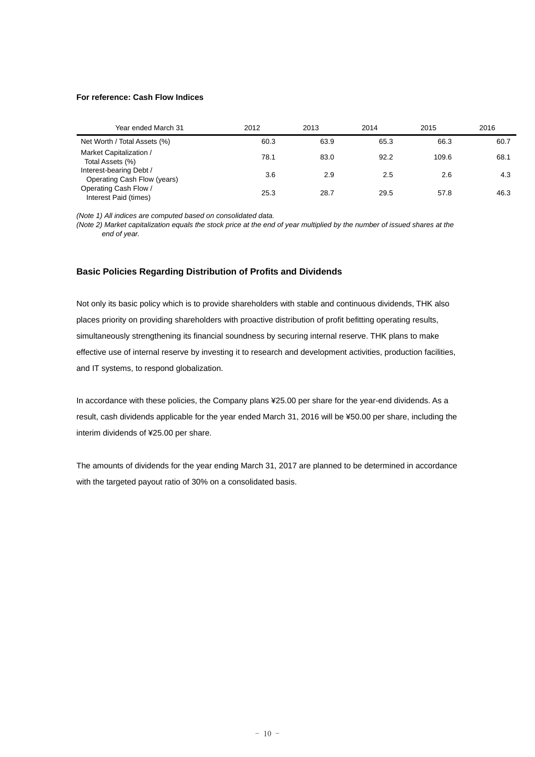**For reference: Cash Flow Indices**

| Year ended March 31 | 2012 | 2013 | 2014 | 2015 | 2016 |
|---|---|---|---|---|---|
| Net Worth / Total Assets (%) | 60.3 | 63.9 | 65.3 | 66.3 | 60.7 |
| Market Capitalization / Total Assets (%) | 78.1 | 83.0 | 92.2 | 109.6 | 68.1 |
| Interest-bearing Debt / Operating Cash Flow (years) | 3.6 | 2.9 | 2.5 | 2.6 | 4.3 |
| Operating Cash Flow / Interest Paid (times) | 25.3 | 28.7 | 29.5 | 57.8 | 46.3 |

*(Note 1) All indices are computed based on consolidated data.*

*(Note 2) Market capitalization equals the stock price at the end of year multiplied by the number of issued shares at the end of year.*

## Basic Policies Regarding Distribution of Profits and Dividends

Not only its basic policy which is to provide shareholders with stable and continuous dividends, THK also places priority on providing shareholders with proactive distribution of profit befitting operating results, simultaneously strengthening its financial soundness by securing internal reserve. THK plans to make effective use of internal reserve by investing it to research and development activities, production facilities, and IT systems, to respond globalization.

In accordance with these policies, the Company plans ¥25.00 per share for the year-end dividends. As a result, cash dividends applicable for the year ended March 31, 2016 will be ¥50.00 per share, including the interim dividends of ¥25.00 per share.

The amounts of dividends for the year ending March 31, 2017 are planned to be determined in accordance with the targeted payout ratio of 30% on a consolidated basis.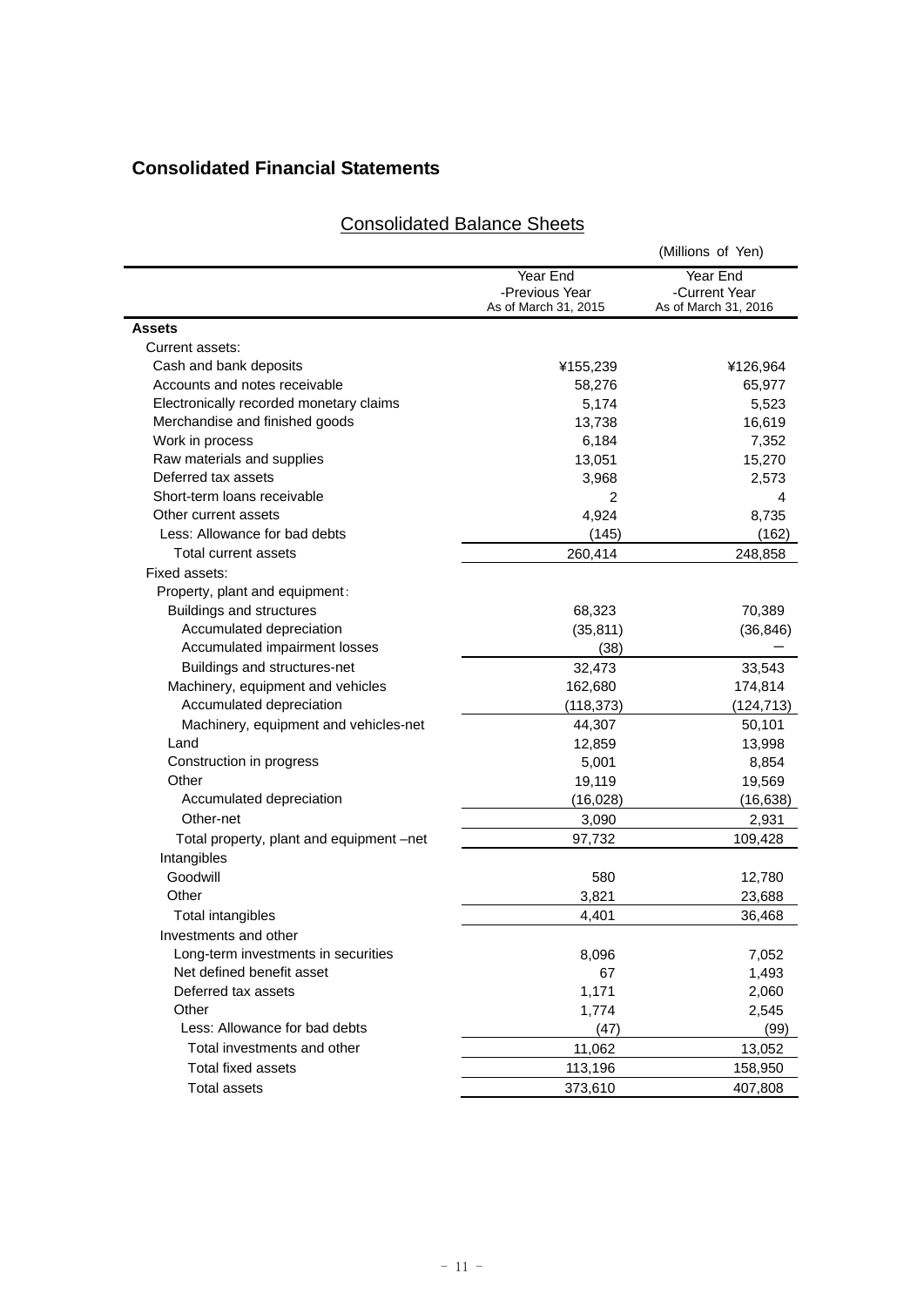## Consolidated Financial Statements

### Consolidated Balance Sheets

(Millions of Yen)

| | Year End -Previous Year As of March 31, 2015 | Year End -Current Year As of March 31, 2016 |
|---|---|---|
| **Assets** | | |
| Current assets: | | |
| Cash and bank deposits | ¥155,239 | ¥126,964 |
| Accounts and notes receivable | 58,276 | 65,977 |
| Electronically recorded monetary claims | 5,174 | 5,523 |
| Merchandise and finished goods | 13,738 | 16,619 |
| Work in process | 6,184 | 7,352 |
| Raw materials and supplies | 13,051 | 15,270 |
| Deferred tax assets | 3,968 | 2,573 |
| Short-term loans receivable | 2 | 4 |
| Other current assets | 4,924 | 8,735 |
| Less: Allowance for bad debts | (145) | (162) |
| Total current assets | 260,414 | 248,858 |
| Fixed assets: | | |
| Property, plant and equipment: | | |
| Buildings and structures | 68,323 | 70,389 |
| Accumulated depreciation | (35,811) | (36,846) |
| Accumulated impairment losses | (38) | ― |
| Buildings and structures-net | 32,473 | 33,543 |
| Machinery, equipment and vehicles | 162,680 | 174,814 |
| Accumulated depreciation | (118,373) | (124,713) |
| Machinery, equipment and vehicles-net | 44,307 | 50,101 |
| Land | 12,859 | 13,998 |
| Construction in progress | 5,001 | 8,854 |
| Other | 19,119 | 19,569 |
| Accumulated depreciation | (16,028) | (16,638) |
| Other-net | 3,090 | 2,931 |
| Total property, plant and equipment –net | 97,732 | 109,428 |
| Intangibles | | |
| Goodwill | 580 | 12,780 |
| Other | 3,821 | 23,688 |
| Total intangibles | 4,401 | 36,468 |
| Investments and other | | |
| Long-term investments in securities | 8,096 | 7,052 |
| Net defined benefit asset | 67 | 1,493 |
| Deferred tax assets | 1,171 | 2,060 |
| Other | 1,774 | 2,545 |
| Less: Allowance for bad debts | (47) | (99) |
| Total investments and other | 11,062 | 13,052 |
| Total fixed assets | 113,196 | 158,950 |
| Total assets | 373,610 | 407,808 |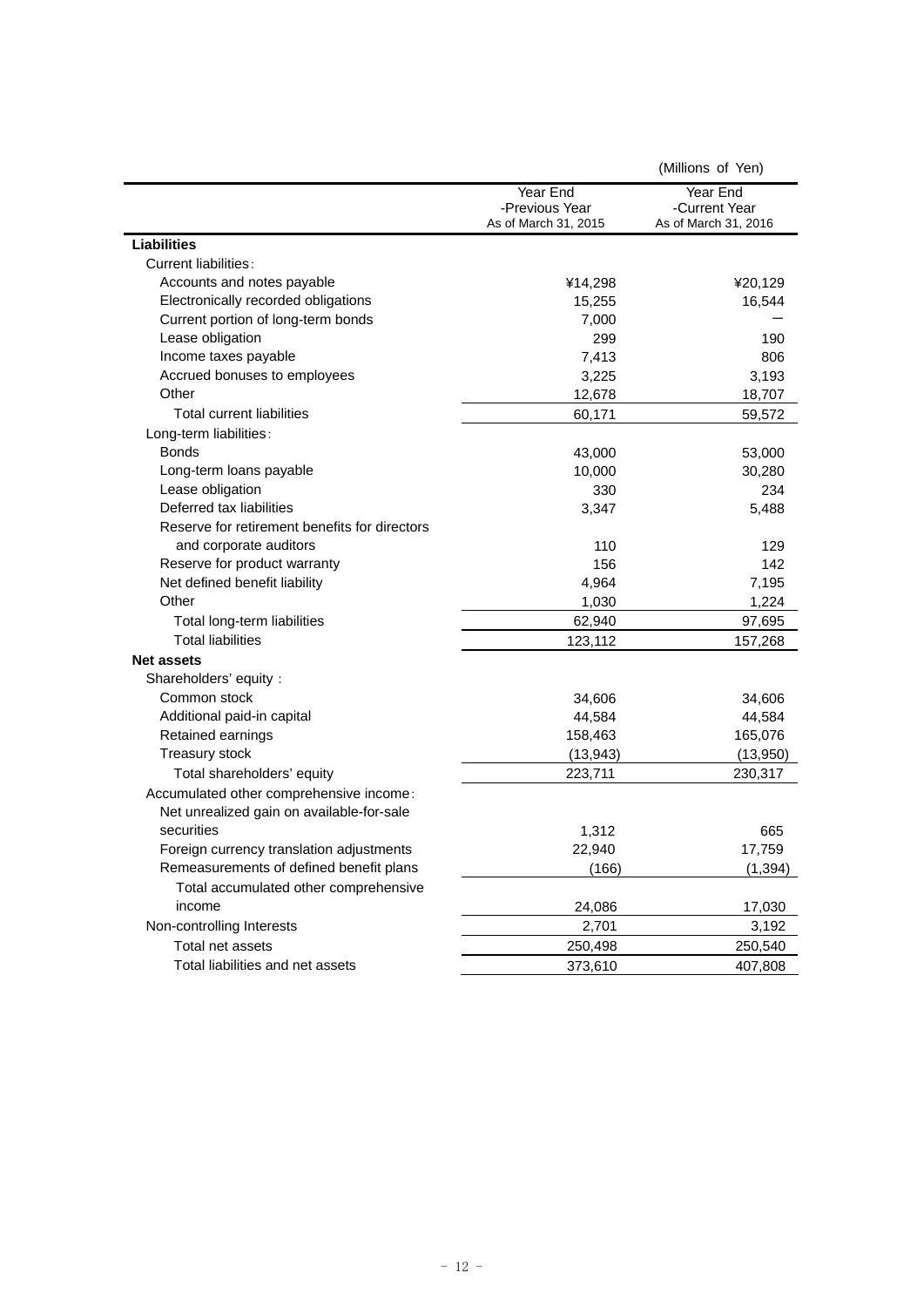(Millions of Yen)

| | Year End -Previous Year As of March 31, 2015 | Year End -Current Year As of March 31, 2016 |
|---|---|---|
| **Liabilities** | | |
| Current liabilities: | | |
| Accounts and notes payable | ¥14,298 | ¥20,129 |
| Electronically recorded obligations | 15,255 | 16,544 |
| Current portion of long-term bonds | 7,000 | — |
| Lease obligation | 299 | 190 |
| Income taxes payable | 7,413 | 806 |
| Accrued bonuses to employees | 3,225 | 3,193 |
| Other | 12,678 | 18,707 |
| Total current liabilities | 60,171 | 59,572 |
| Long-term liabilities: | | |
| Bonds | 43,000 | 53,000 |
| Long-term loans payable | 10,000 | 30,280 |
| Lease obligation | 330 | 234 |
| Deferred tax liabilities | 3,347 | 5,488 |
| Reserve for retirement benefits for directors and corporate auditors | 110 | 129 |
| Reserve for product warranty | 156 | 142 |
| Net defined benefit liability | 4,964 | 7,195 |
| Other | 1,030 | 1,224 |
| Total long-term liabilities | 62,940 | 97,695 |
| Total liabilities | 123,112 | 157,268 |
| **Net assets** | | |
| Shareholders' equity: | | |
| Common stock | 34,606 | 34,606 |
| Additional paid-in capital | 44,584 | 44,584 |
| Retained earnings | 158,463 | 165,076 |
| Treasury stock | (13,943) | (13,950) |
| Total shareholders' equity | 223,711 | 230,317 |
| Accumulated other comprehensive income: | | |
| Net unrealized gain on available-for-sale securities | 1,312 | 665 |
| Foreign currency translation adjustments | 22,940 | 17,759 |
| Remeasurements of defined benefit plans | (166) | (1,394) |
| Total accumulated other comprehensive income | 24,086 | 17,030 |
| Non-controlling Interests | 2,701 | 3,192 |
| Total net assets | 250,498 | 250,540 |
| Total liabilities and net assets | 373,610 | 407,808 |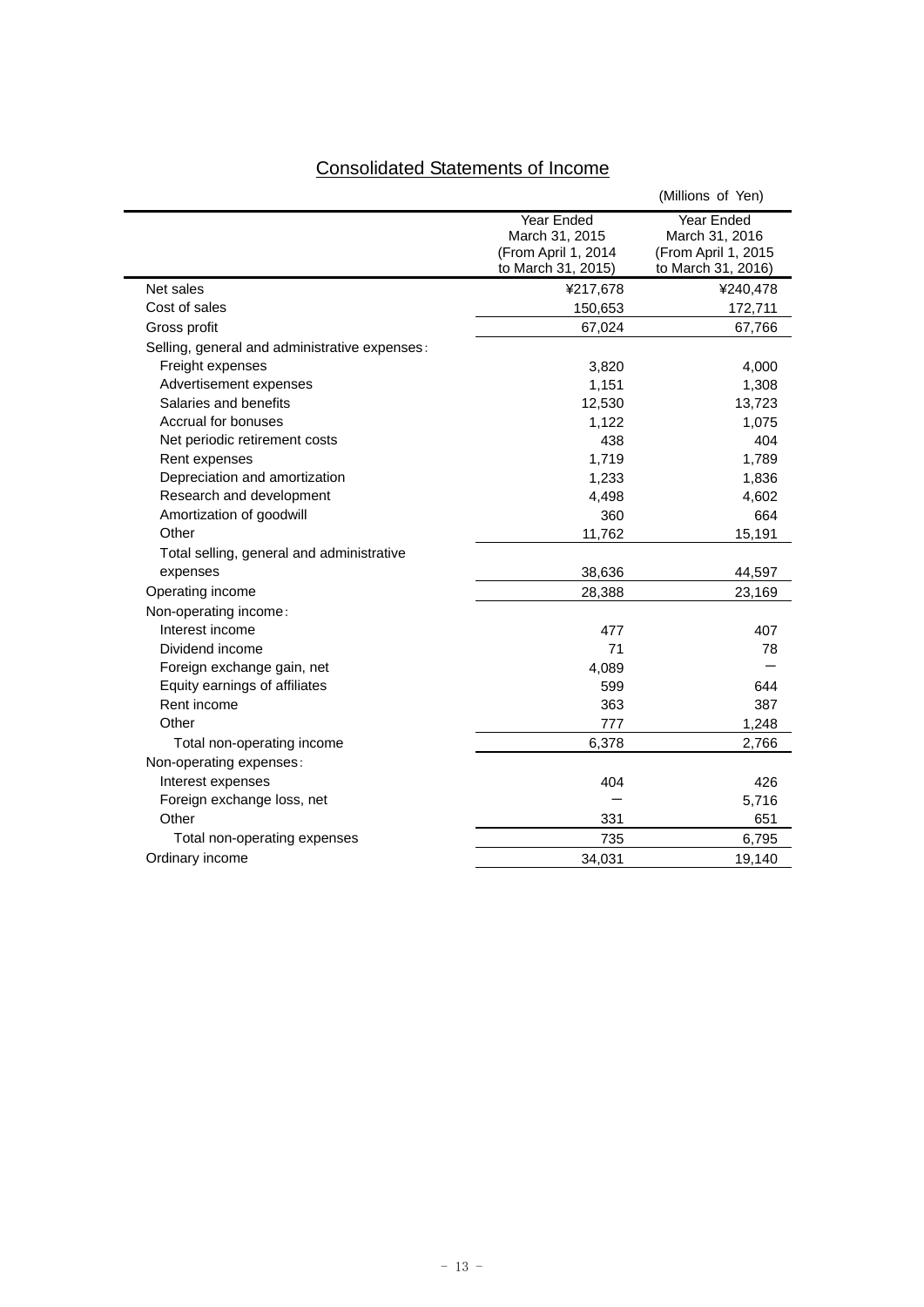# Consolidated Statements of Income

(Millions of Yen)

| | Year Ended March 31, 2015 (From April 1, 2014 to March 31, 2015) | Year Ended March 31, 2016 (From April 1, 2015 to March 31, 2016) |
|---|---|---|
| Net sales | ¥217,678 | ¥240,478 |
| Cost of sales | 150,653 | 172,711 |
| Gross profit | 67,024 | 67,766 |
| Selling, general and administrative expenses: | | |
| Freight expenses | 3,820 | 4,000 |
| Advertisement expenses | 1,151 | 1,308 |
| Salaries and benefits | 12,530 | 13,723 |
| Accrual for bonuses | 1,122 | 1,075 |
| Net periodic retirement costs | 438 | 404 |
| Rent expenses | 1,719 | 1,789 |
| Depreciation and amortization | 1,233 | 1,836 |
| Research and development | 4,498 | 4,602 |
| Amortization of goodwill | 360 | 664 |
| Other | 11,762 | 15,191 |
| Total selling, general and administrative expenses | 38,636 | 44,597 |
| Operating income | 28,388 | 23,169 |
| Non-operating income: | | |
| Interest income | 477 | 407 |
| Dividend income | 71 | 78 |
| Foreign exchange gain, net | 4,089 | ― |
| Equity earnings of affiliates | 599 | 644 |
| Rent income | 363 | 387 |
| Other | 777 | 1,248 |
| Total non-operating income | 6,378 | 2,766 |
| Non-operating expenses: | | |
| Interest expenses | 404 | 426 |
| Foreign exchange loss, net | ― | 5,716 |
| Other | 331 | 651 |
| Total non-operating expenses | 735 | 6,795 |
| Ordinary income | 34,031 | 19,140 |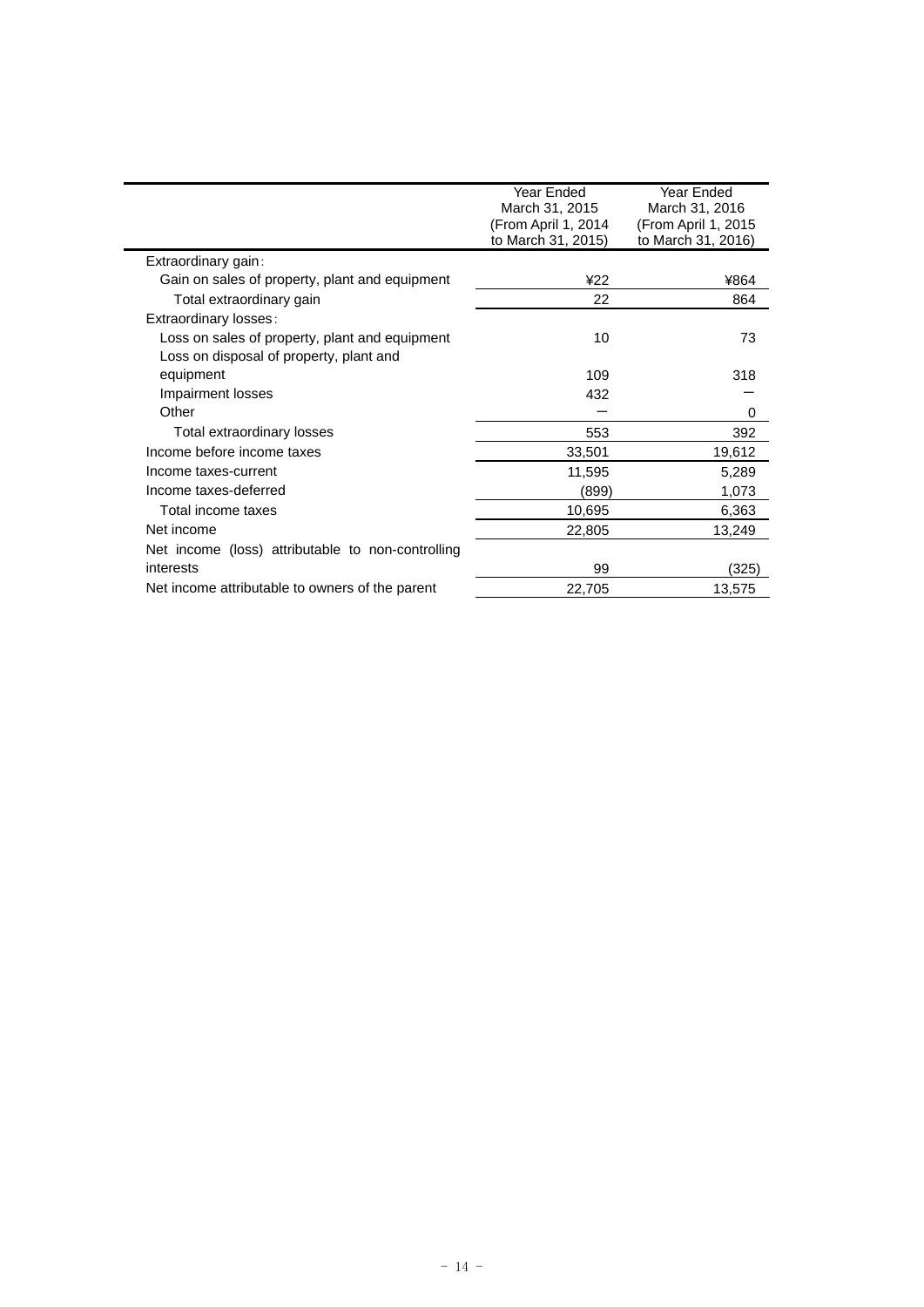| | Year Ended March 31, 2015 (From April 1, 2014 to March 31, 2015) | Year Ended March 31, 2016 (From April 1, 2015 to March 31, 2016) |
|---|---|---|
| Extraordinary gain: | | |
| Gain on sales of property, plant and equipment | ¥22 | ¥864 |
| Total extraordinary gain | 22 | 864 |
| Extraordinary losses: | | |
| Loss on sales of property, plant and equipment | 10 | 73 |
| Loss on disposal of property, plant and equipment | 109 | 318 |
| Impairment losses | 432 | ― |
| Other | ― | 0 |
| Total extraordinary losses | 553 | 392 |
| Income before income taxes | 33,501 | 19,612 |
| Income taxes-current | 11,595 | 5,289 |
| Income taxes-deferred | (899) | 1,073 |
| Total income taxes | 10,695 | 6,363 |
| Net income | 22,805 | 13,249 |
| Net income (loss) attributable to non-controlling interests | 99 | (325) |
| Net income attributable to owners of the parent | 22,705 | 13,575 |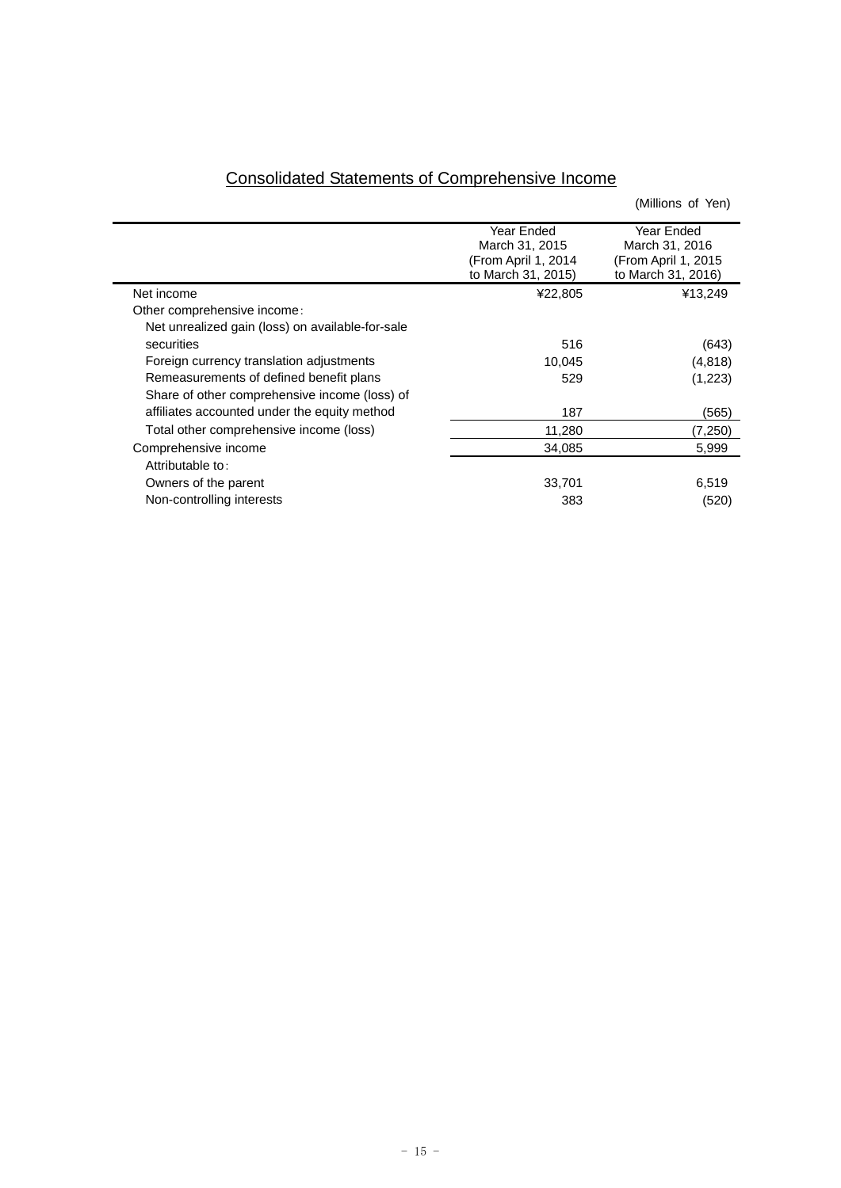## Consolidated Statements of Comprehensive Income

(Millions of Yen)

| | Year Ended March 31, 2015 (From April 1, 2014 to March 31, 2015) | Year Ended March 31, 2016 (From April 1, 2015 to March 31, 2016) |
|---|---|---|
| Net income | ¥22,805 | ¥13,249 |
| Other comprehensive income: | | |
| Net unrealized gain (loss) on available-for-sale securities | 516 | (643) |
| Foreign currency translation adjustments | 10,045 | (4,818) |
| Remeasurements of defined benefit plans | 529 | (1,223) |
| Share of other comprehensive income (loss) of affiliates accounted under the equity method | 187 | (565) |
| Total other comprehensive income (loss) | 11,280 | (7,250) |
| Comprehensive income | 34,085 | 5,999 |
| Attributable to: | | |
| Owners of the parent | 33,701 | 6,519 |
| Non-controlling interests | 383 | (520) |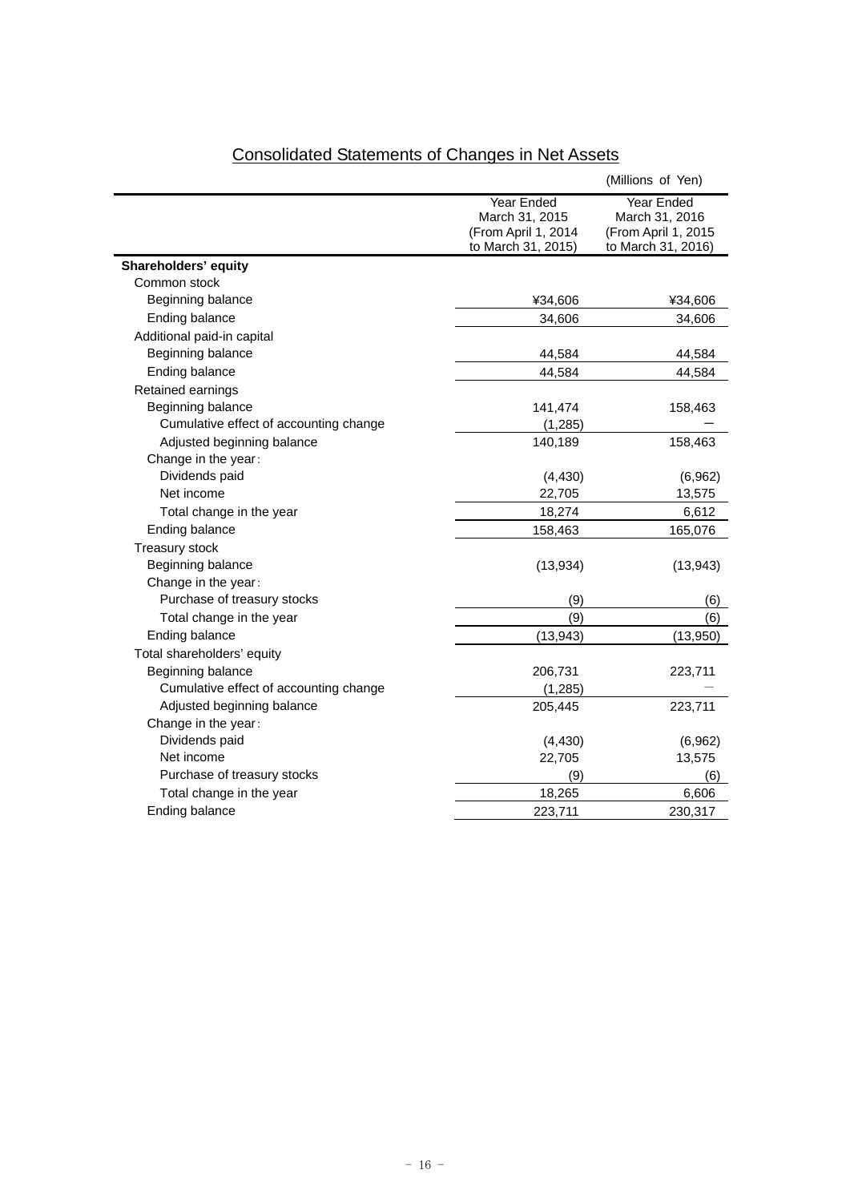## Consolidated Statements of Changes in Net Assets

(Millions of Yen)

| | Year Ended March 31, 2015 (From April 1, 2014 to March 31, 2015) | Year Ended March 31, 2016 (From April 1, 2015 to March 31, 2016) |
|---|---|---|
| **Shareholders' equity** | | |
| Common stock | | |
| Beginning balance | ¥34,606 | ¥34,606 |
| Ending balance | 34,606 | 34,606 |
| Additional paid-in capital | | |
| Beginning balance | 44,584 | 44,584 |
| Ending balance | 44,584 | 44,584 |
| Retained earnings | | |
| Beginning balance | 141,474 | 158,463 |
| Cumulative effect of accounting change | (1,285) | − |
| Adjusted beginning balance | 140,189 | 158,463 |
| Change in the year: | | |
| Dividends paid | (4,430) | (6,962) |
| Net income | 22,705 | 13,575 |
| Total change in the year | 18,274 | 6,612 |
| Ending balance | 158,463 | 165,076 |
| Treasury stock | | |
| Beginning balance | (13,934) | (13,943) |
| Change in the year: | | |
| Purchase of treasury stocks | (9) | (6) |
| Total change in the year | (9) | (6) |
| Ending balance | (13,943) | (13,950) |
| Total shareholders' equity | | |
| Beginning balance | 206,731 | 223,711 |
| Cumulative effect of accounting change | (1,285) | − |
| Adjusted beginning balance | 205,445 | 223,711 |
| Change in the year: | | |
| Dividends paid | (4,430) | (6,962) |
| Net income | 22,705 | 13,575 |
| Purchase of treasury stocks | (9) | (6) |
| Total change in the year | 18,265 | 6,606 |
| Ending balance | 223,711 | 230,317 |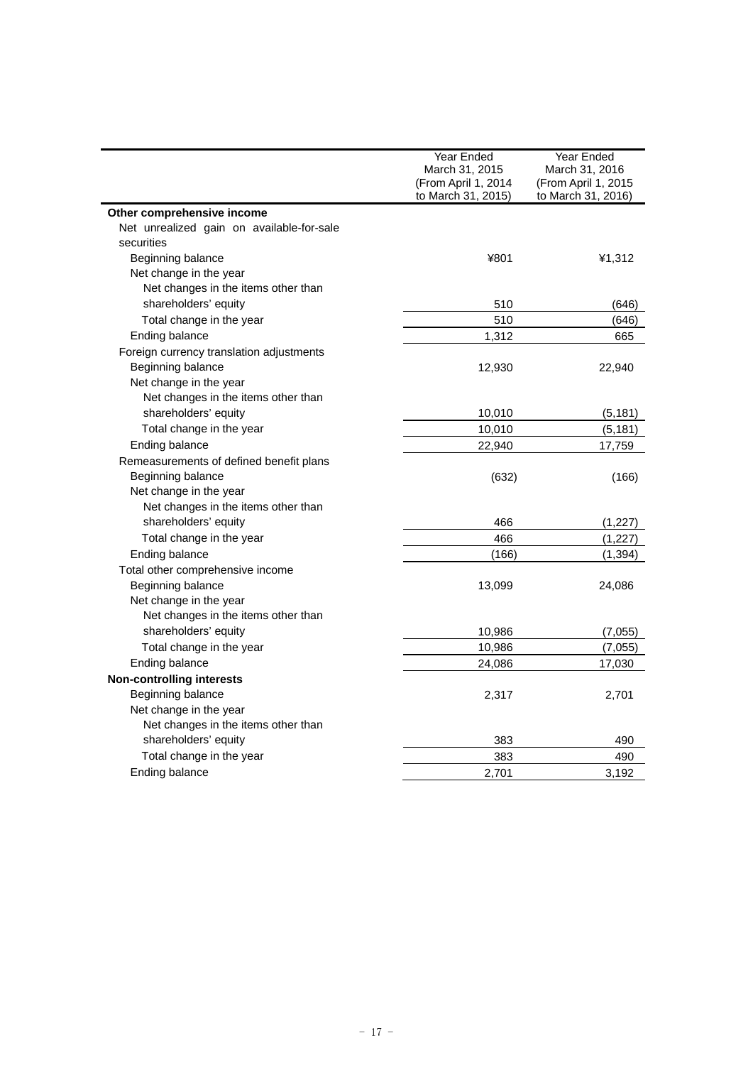| | Year Ended March 31, 2015 (From April 1, 2014 to March 31, 2015) | Year Ended March 31, 2016 (From April 1, 2015 to March 31, 2016) |
|---|---|---|
| **Other comprehensive income** | | |
| Net unrealized gain on available-for-sale securities | | |
| Beginning balance | ¥801 | ¥1,312 |
| Net change in the year | | |
| Net changes in the items other than shareholders' equity | 510 | (646) |
| Total change in the year | 510 | (646) |
| Ending balance | 1,312 | 665 |
| Foreign currency translation adjustments | | |
| Beginning balance | 12,930 | 22,940 |
| Net change in the year | | |
| Net changes in the items other than shareholders' equity | 10,010 | (5,181) |
| Total change in the year | 10,010 | (5,181) |
| Ending balance | 22,940 | 17,759 |
| Remeasurements of defined benefit plans | | |
| Beginning balance | (632) | (166) |
| Net change in the year | | |
| Net changes in the items other than shareholders' equity | 466 | (1,227) |
| Total change in the year | 466 | (1,227) |
| Ending balance | (166) | (1,394) |
| Total other comprehensive income | | |
| Beginning balance | 13,099 | 24,086 |
| Net change in the year | | |
| Net changes in the items other than shareholders' equity | 10,986 | (7,055) |
| Total change in the year | 10,986 | (7,055) |
| Ending balance | 24,086 | 17,030 |
| **Non-controlling interests** | | |
| Beginning balance | 2,317 | 2,701 |
| Net change in the year | | |
| Net changes in the items other than shareholders' equity | 383 | 490 |
| Total change in the year | 383 | 490 |
| Ending balance | 2,701 | 3,192 |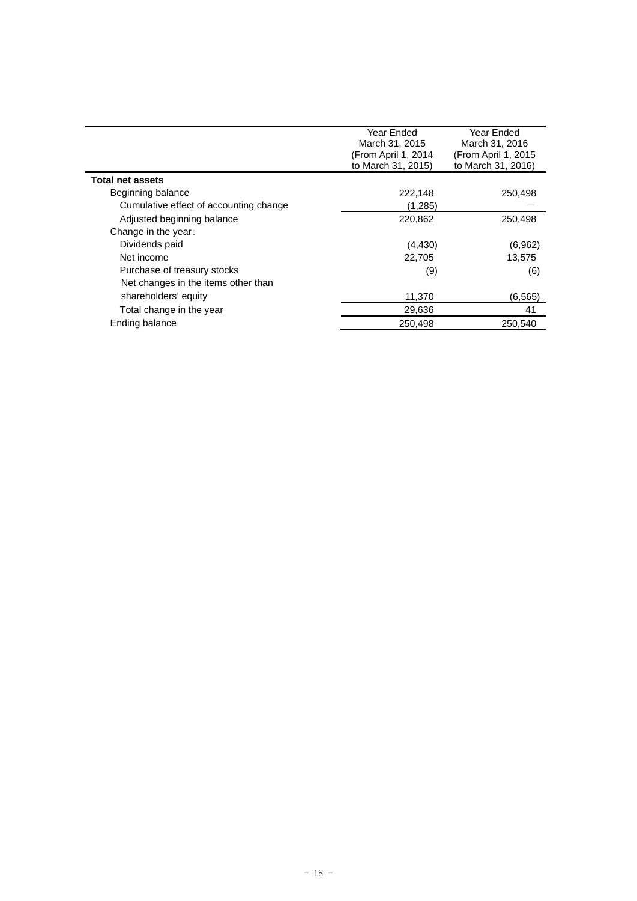| | Year Ended March 31, 2015 (From April 1, 2014 to March 31, 2015) | Year Ended March 31, 2016 (From April 1, 2015 to March 31, 2016) |
|---|---|---|
| **Total net assets** | | |
| Beginning balance | 222,148 | 250,498 |
| Cumulative effect of accounting change | (1,285) | ― |
| Adjusted beginning balance | 220,862 | 250,498 |
| Change in the year： | | |
| Dividends paid | (4,430) | (6,962) |
| Net income | 22,705 | 13,575 |
| Purchase of treasury stocks | (9) | (6) |
| Net changes in the items other than shareholders' equity | 11,370 | (6,565) |
| Total change in the year | 29,636 | 41 |
| Ending balance | 250,498 | 250,540 |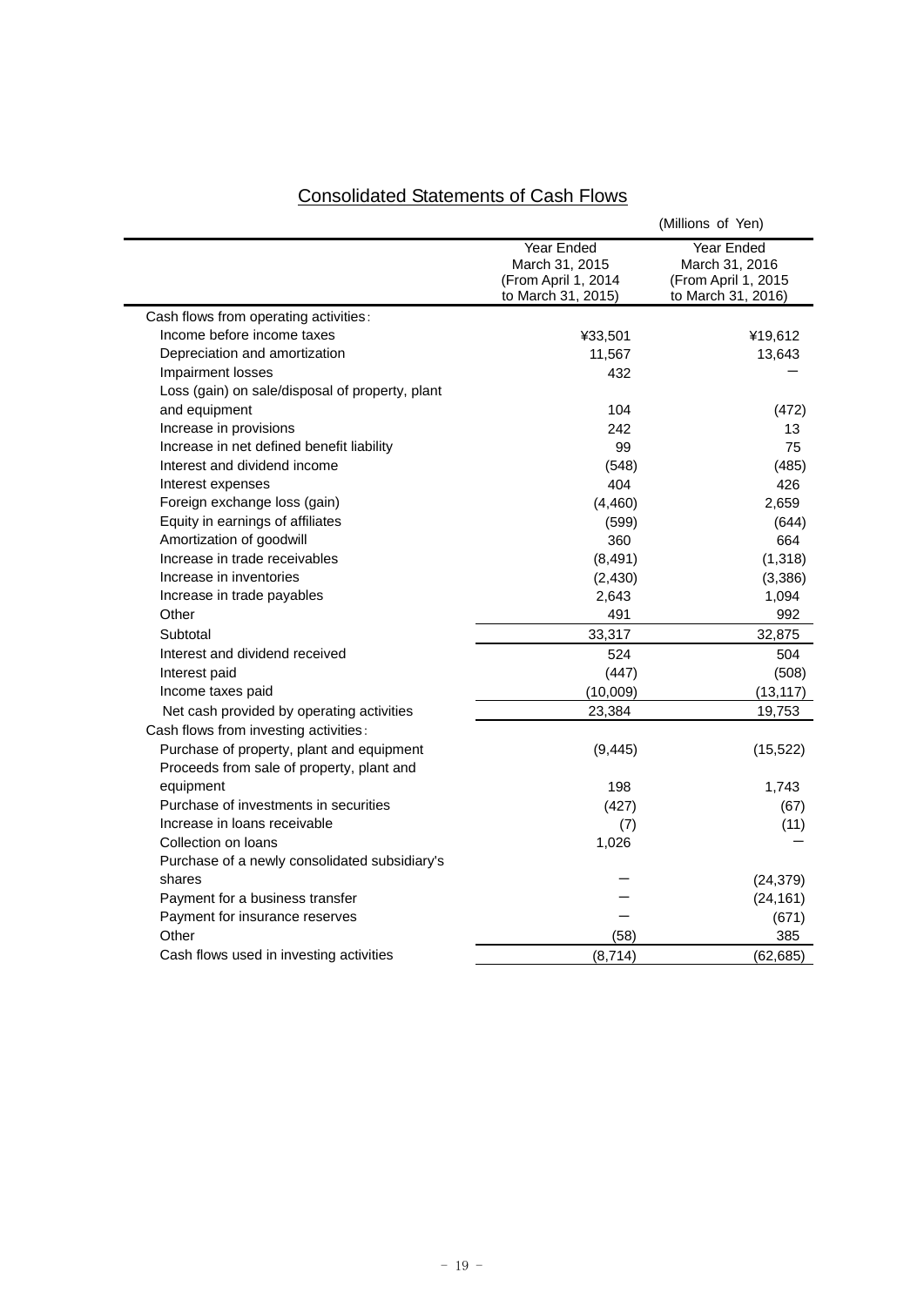## Consolidated Statements of Cash Flows

(Millions of Yen)

| | Year Ended March 31, 2015 (From April 1, 2014 to March 31, 2015) | Year Ended March 31, 2016 (From April 1, 2015 to March 31, 2016) |
|---|---|---|
| Cash flows from operating activities: | | |
| Income before income taxes | ¥33,501 | ¥19,612 |
| Depreciation and amortization | 11,567 | 13,643 |
| Impairment losses | 432 | — |
| Loss (gain) on sale/disposal of property, plant and equipment | 104 | (472) |
| Increase in provisions | 242 | 13 |
| Increase in net defined benefit liability | 99 | 75 |
| Interest and dividend income | (548) | (485) |
| Interest expenses | 404 | 426 |
| Foreign exchange loss (gain) | (4,460) | 2,659 |
| Equity in earnings of affiliates | (599) | (644) |
| Amortization of goodwill | 360 | 664 |
| Increase in trade receivables | (8,491) | (1,318) |
| Increase in inventories | (2,430) | (3,386) |
| Increase in trade payables | 2,643 | 1,094 |
| Other | 491 | 992 |
| Subtotal | 33,317 | 32,875 |
| Interest and dividend received | 524 | 504 |
| Interest paid | (447) | (508) |
| Income taxes paid | (10,009) | (13,117) |
| Net cash provided by operating activities | 23,384 | 19,753 |
| Cash flows from investing activities: | | |
| Purchase of property, plant and equipment | (9,445) | (15,522) |
| Proceeds from sale of property, plant and equipment | 198 | 1,743 |
| Purchase of investments in securities | (427) | (67) |
| Increase in loans receivable | (7) | (11) |
| Collection on loans | 1,026 | — |
| Purchase of a newly consolidated subsidiary's shares | — | (24,379) |
| Payment for a business transfer | — | (24,161) |
| Payment for insurance reserves | — | (671) |
| Other | (58) | 385 |
| Cash flows used in investing activities | (8,714) | (62,685) |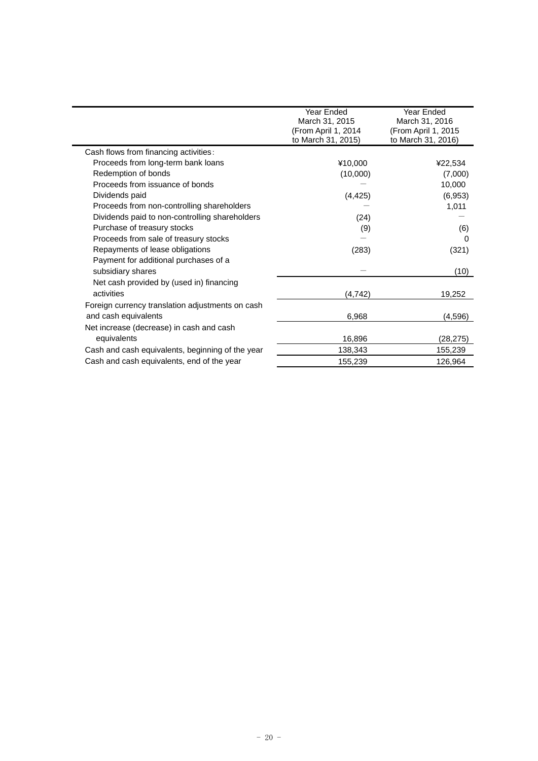| | Year Ended March 31, 2015 (From April 1, 2014 to March 31, 2015) | Year Ended March 31, 2016 (From April 1, 2015 to March 31, 2016) |
|---|---|---|
| Cash flows from financing activities: | | |
| Proceeds from long-term bank loans | ¥10,000 | ¥22,534 |
| Redemption of bonds | (10,000) | (7,000) |
| Proceeds from issuance of bonds | — | 10,000 |
| Dividends paid | (4,425) | (6,953) |
| Proceeds from non-controlling shareholders | — | 1,011 |
| Dividends paid to non-controlling shareholders | (24) | — |
| Purchase of treasury stocks | (9) | (6) |
| Proceeds from sale of treasury stocks | — | 0 |
| Repayments of lease obligations | (283) | (321) |
| Payment for additional purchases of a subsidiary shares | — | (10) |
| Net cash provided by (used in) financing activities | (4,742) | 19,252 |
| Foreign currency translation adjustments on cash and cash equivalents | 6,968 | (4,596) |
| Net increase (decrease) in cash and cash equivalents | 16,896 | (28,275) |
| Cash and cash equivalents, beginning of the year | 138,343 | 155,239 |
| Cash and cash equivalents, end of the year | 155,239 | 126,964 |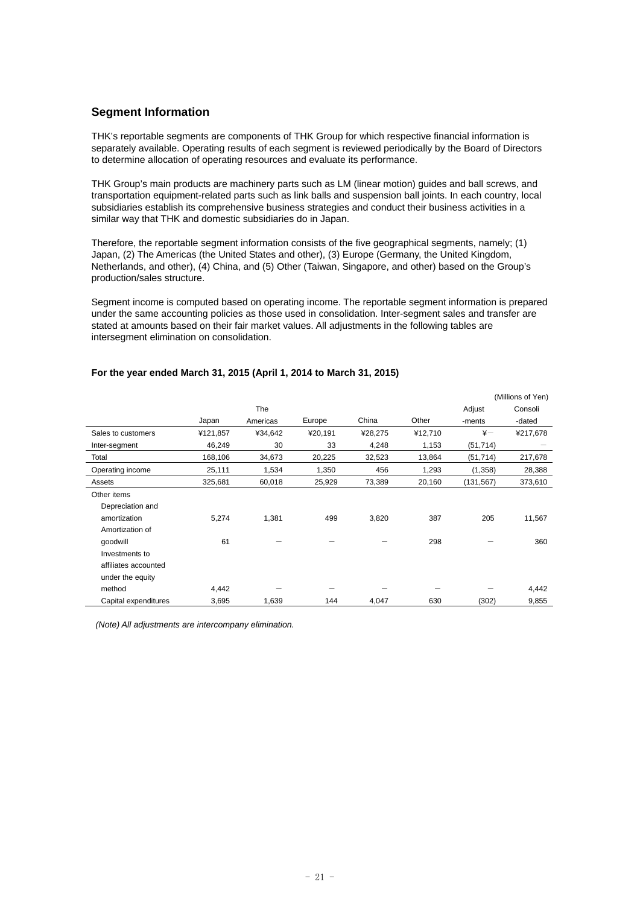## Segment Information

THK's reportable segments are components of THK Group for which respective financial information is separately available. Operating results of each segment is reviewed periodically by the Board of Directors to determine allocation of operating resources and evaluate its performance.

THK Group's main products are machinery parts such as LM (linear motion) guides and ball screws, and transportation equipment-related parts such as link balls and suspension ball joints. In each country, local subsidiaries establish its comprehensive business strategies and conduct their business activities in a similar way that THK and domestic subsidiaries do in Japan.

Therefore, the reportable segment information consists of the five geographical segments, namely; (1) Japan, (2) The Americas (the United States and other), (3) Europe (Germany, the United Kingdom, Netherlands, and other), (4) China, and (5) Other (Taiwan, Singapore, and other) based on the Group's production/sales structure.

Segment income is computed based on operating income. The reportable segment information is prepared under the same accounting policies as those used in consolidation. Inter-segment sales and transfer are stated at amounts based on their fair market values. All adjustments in the following tables are intersegment elimination on consolidation.

**For the year ended March 31, 2015 (April 1, 2014 to March 31, 2015)**

(Millions of Yen)

| | Japan | The Americas | Europe | China | Other | Adjust-ments | Consoli-dated |
|---|---|---|---|---|---|---|---|
| Sales to customers | ¥121,857 | ¥34,642 | ¥20,191 | ¥28,275 | ¥12,710 | ¥－ | ¥217,678 |
| Inter-segment | 46,249 | 30 | 33 | 4,248 | 1,153 | (51,714) | － |
| Total | 168,106 | 34,673 | 20,225 | 32,523 | 13,864 | (51,714) | 217,678 |
| Operating income | 25,111 | 1,534 | 1,350 | 456 | 1,293 | (1,358) | 28,388 |
| Assets | 325,681 | 60,018 | 25,929 | 73,389 | 20,160 | (131,567) | 373,610 |
| Other items | | | | | | | |
| Depreciation and amortization | 5,274 | 1,381 | 499 | 3,820 | 387 | 205 | 11,567 |
| Amortization of goodwill | 61 | － | － | － | 298 | － | 360 |
| Investments to affiliates accounted under the equity method | 4,442 | － | － | － | － | － | 4,442 |
| Capital expenditures | 3,695 | 1,639 | 144 | 4,047 | 630 | (302) | 9,855 |

*(Note) All adjustments are intercompany elimination.*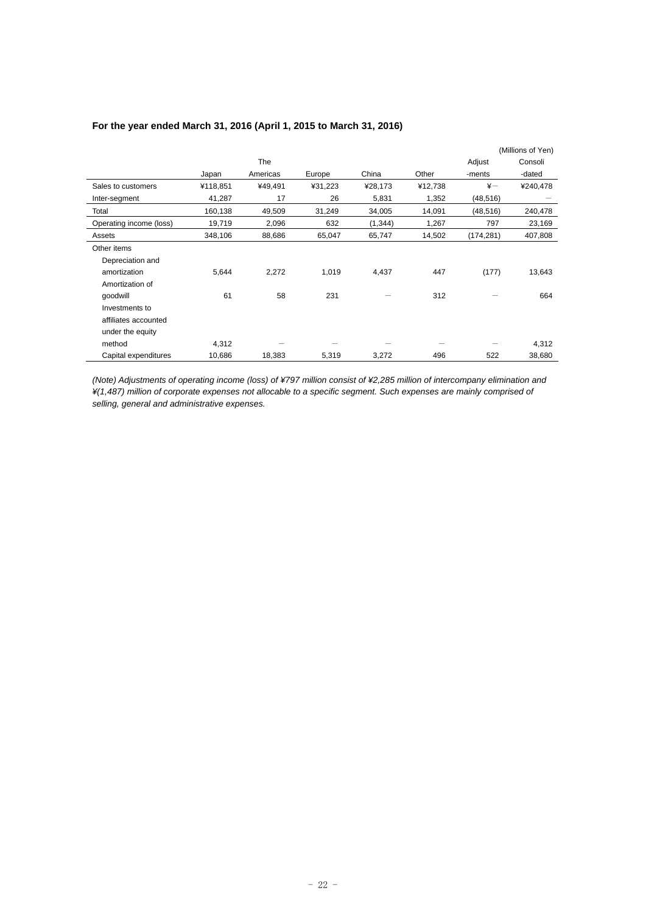**For the year ended March 31, 2016 (April 1, 2015 to March 31, 2016)**

(Millions of Yen)

| | Japan | The Americas | Europe | China | Other | Adjust -ments | Consoli -dated |
|---|---|---|---|---|---|---|---|
| Sales to customers | ¥118,851 | ¥49,491 | ¥31,223 | ¥28,173 | ¥12,738 | ¥－ | ¥240,478 |
| Inter-segment | 41,287 | 17 | 26 | 5,831 | 1,352 | (48,516) | － |
| Total | 160,138 | 49,509 | 31,249 | 34,005 | 14,091 | (48,516) | 240,478 |
| Operating income (loss) | 19,719 | 2,096 | 632 | (1,344) | 1,267 | 797 | 23,169 |
| Assets | 348,106 | 88,686 | 65,047 | 65,747 | 14,502 | (174,281) | 407,808 |
| Other items | | | | | | | |
| Depreciation and amortization | 5,644 | 2,272 | 1,019 | 4,437 | 447 | (177) | 13,643 |
| Amortization of goodwill | 61 | 58 | 231 | － | 312 | － | 664 |
| Investments to affiliates accounted under the equity method | 4,312 | － | － | － | － | － | 4,312 |
| Capital expenditures | 10,686 | 18,383 | 5,319 | 3,272 | 496 | 522 | 38,680 |

*(Note) Adjustments of operating income (loss) of ¥797 million consist of ¥2,285 million of intercompany elimination and ¥(1,487) million of corporate expenses not allocable to a specific segment. Such expenses are mainly comprised of selling, general and administrative expenses.*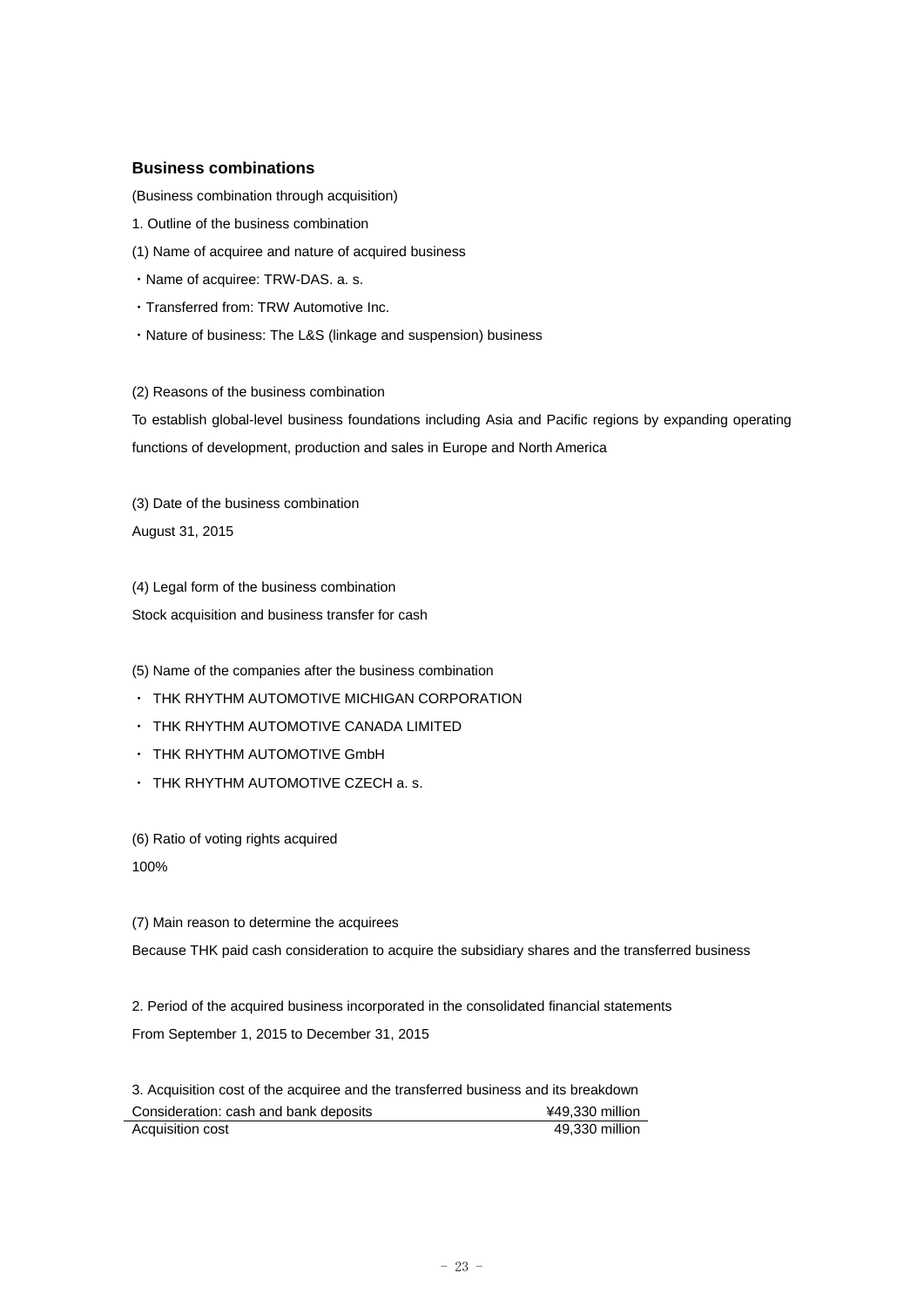### Business combinations

(Business combination through acquisition)

1. Outline of the business combination

(1) Name of acquiree and nature of acquired business

・Name of acquiree: TRW-DAS. a. s.

・Transferred from: TRW Automotive Inc.

・Nature of business: The L&S (linkage and suspension) business

(2) Reasons of the business combination

To establish global-level business foundations including Asia and Pacific regions by expanding operating functions of development, production and sales in Europe and North America

(3) Date of the business combination

August 31, 2015

(4) Legal form of the business combination

Stock acquisition and business transfer for cash

(5) Name of the companies after the business combination

・ THK RHYTHM AUTOMOTIVE MICHIGAN CORPORATION

・ THK RHYTHM AUTOMOTIVE CANADA LIMITED

・ THK RHYTHM AUTOMOTIVE GmbH

・ THK RHYTHM AUTOMOTIVE CZECH a. s.

(6) Ratio of voting rights acquired

100%

(7) Main reason to determine the acquirees

Because THK paid cash consideration to acquire the subsidiary shares and the transferred business

2. Period of the acquired business incorporated in the consolidated financial statements

From September 1, 2015 to December 31, 2015

3. Acquisition cost of the acquiree and the transferred business and its breakdown

| | |
|---|---|
| Consideration: cash and bank deposits | ¥49,330 million |
| Acquisition cost | 49,330 million |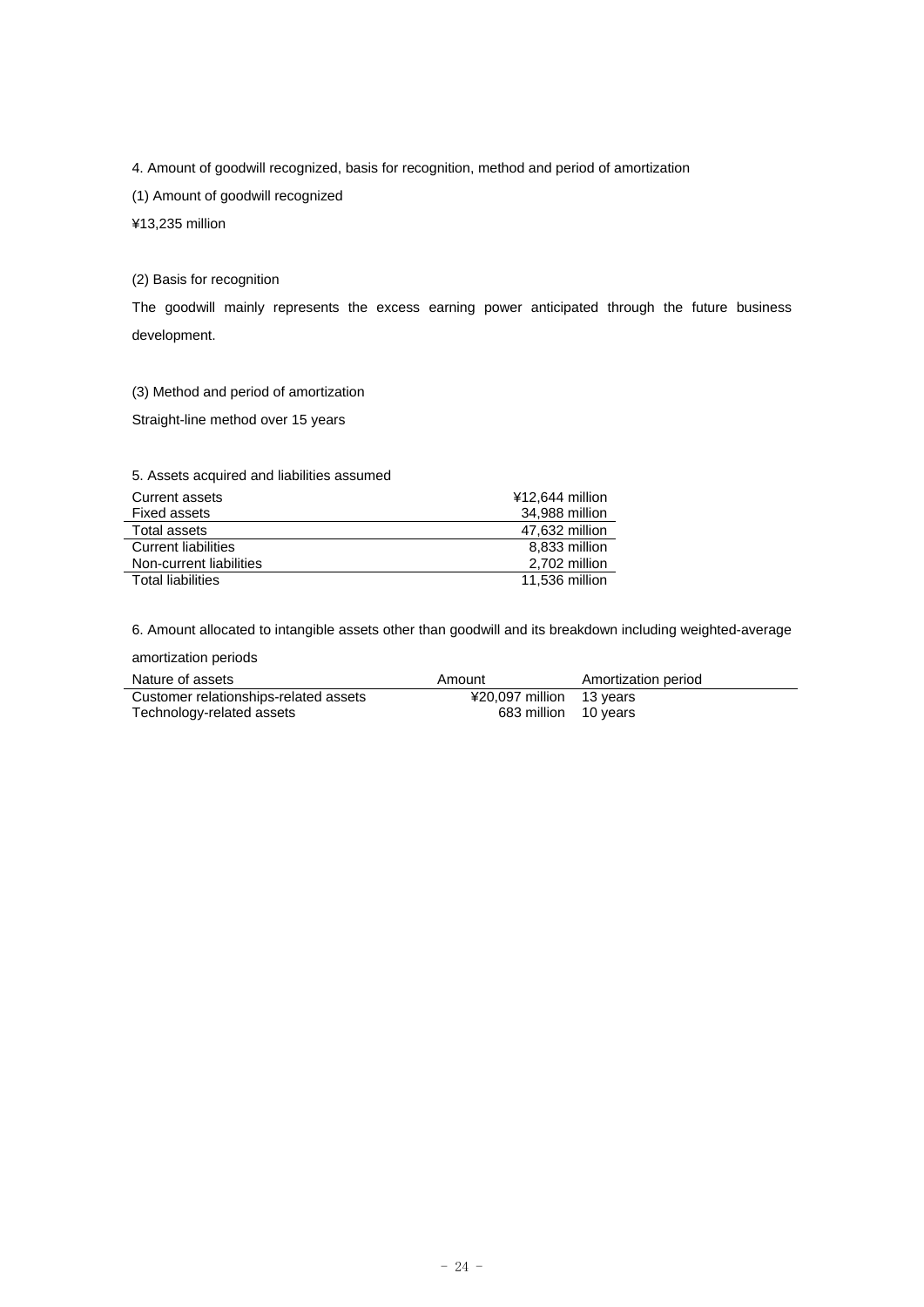4. Amount of goodwill recognized, basis for recognition, method and period of amortization

(1) Amount of goodwill recognized

¥13,235 million

(2) Basis for recognition

The goodwill mainly represents the excess earning power anticipated through the future business development.

(3) Method and period of amortization

Straight-line method over 15 years

5. Assets acquired and liabilities assumed

| | |
|---|---|
| Current assets | ¥12,644 million |
| Fixed assets | 34,988 million |
| Total assets | 47,632 million |
| Current liabilities | 8,833 million |
| Non-current liabilities | 2,702 million |
| Total liabilities | 11,536 million |

6. Amount allocated to intangible assets other than goodwill and its breakdown including weighted-average amortization periods

| Nature of assets | Amount | Amortization period |
|---|---|---|
| Customer relationships-related assets | ¥20,097 million | 13 years |
| Technology-related assets | 683 million | 10 years |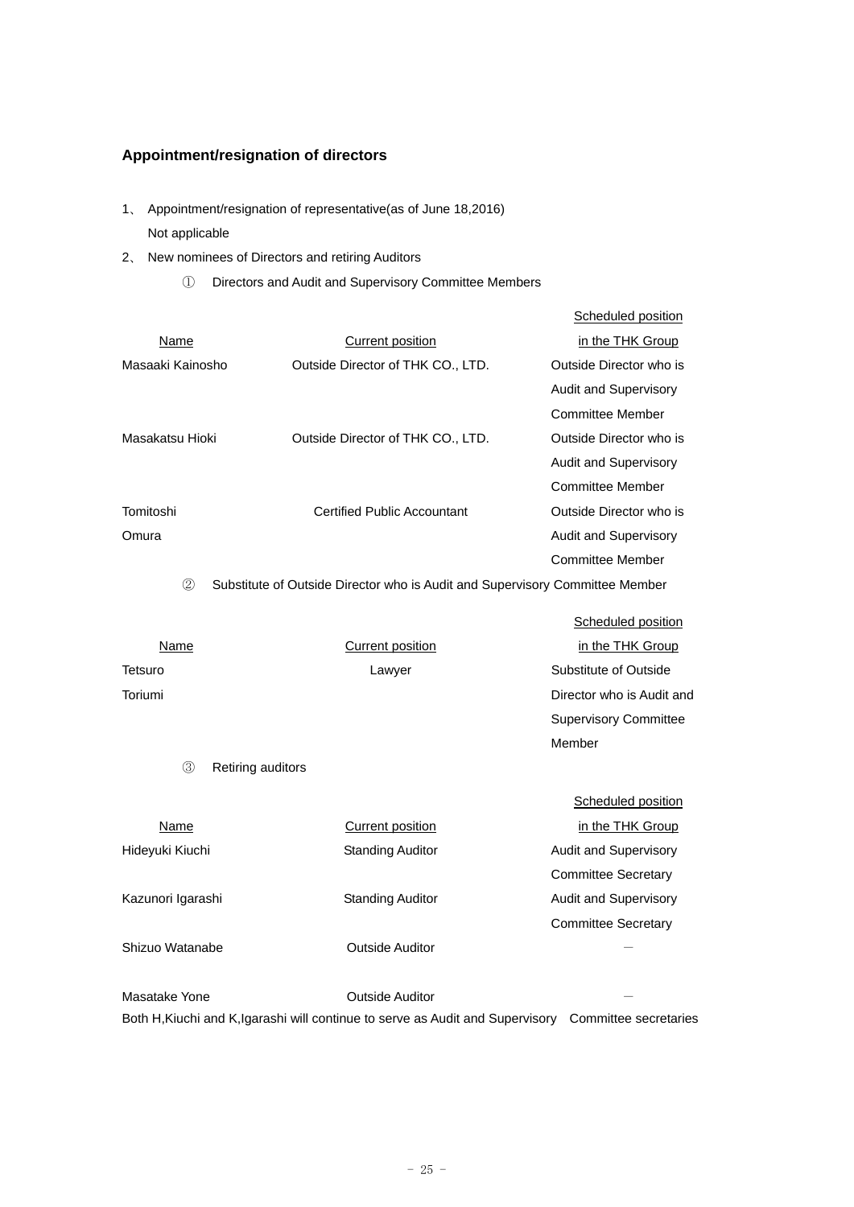## Appointment/resignation of directors

1、 Appointment/resignation of representative(as of June 18,2016)
   Not applicable

2、 New nominees of Directors and retiring Auditors

   ① Directors and Audit and Supervisory Committee Members

| Name | Current position | Scheduled position in the THK Group |
|---|---|---|
| Masaaki Kainosho | Outside Director of THK CO., LTD. | Outside Director who is Audit and Supervisory Committee Member |
| Masakatsu Hioki | Outside Director of THK CO., LTD. | Outside Director who is Audit and Supervisory Committee Member |
| Tomitoshi Omura | Certified Public Accountant | Outside Director who is Audit and Supervisory Committee Member |

   ② Substitute of Outside Director who is Audit and Supervisory Committee Member

| Name | Current position | Scheduled position in the THK Group |
|---|---|---|
| Tetsuro Toriumi | Lawyer | Substitute of Outside Director who is Audit and Supervisory Committee Member |

   ③ Retiring auditors

| Name | Current position | Scheduled position in the THK Group |
|---|---|---|
| Hideyuki Kiuchi | Standing Auditor | Audit and Supervisory Committee Secretary |
| Kazunori Igarashi | Standing Auditor | Audit and Supervisory Committee Secretary |
| Shizuo Watanabe | Outside Auditor | － |
| Masatake Yone | Outside Auditor | － |

Both H,Kiuchi and K,Igarashi will continue to serve as Audit and Supervisory Committee secretaries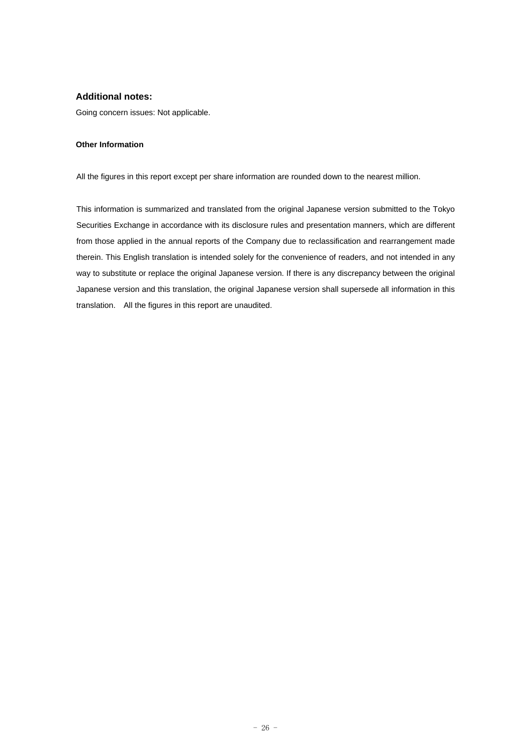## Additional notes:

Going concern issues: Not applicable.

### Other Information

All the figures in this report except per share information are rounded down to the nearest million.

This information is summarized and translated from the original Japanese version submitted to the Tokyo Securities Exchange in accordance with its disclosure rules and presentation manners, which are different from those applied in the annual reports of the Company due to reclassification and rearrangement made therein. This English translation is intended solely for the convenience of readers, and not intended in any way to substitute or replace the original Japanese version. If there is any discrepancy between the original Japanese version and this translation, the original Japanese version shall supersede all information in this translation.　All the figures in this report are unaudited.